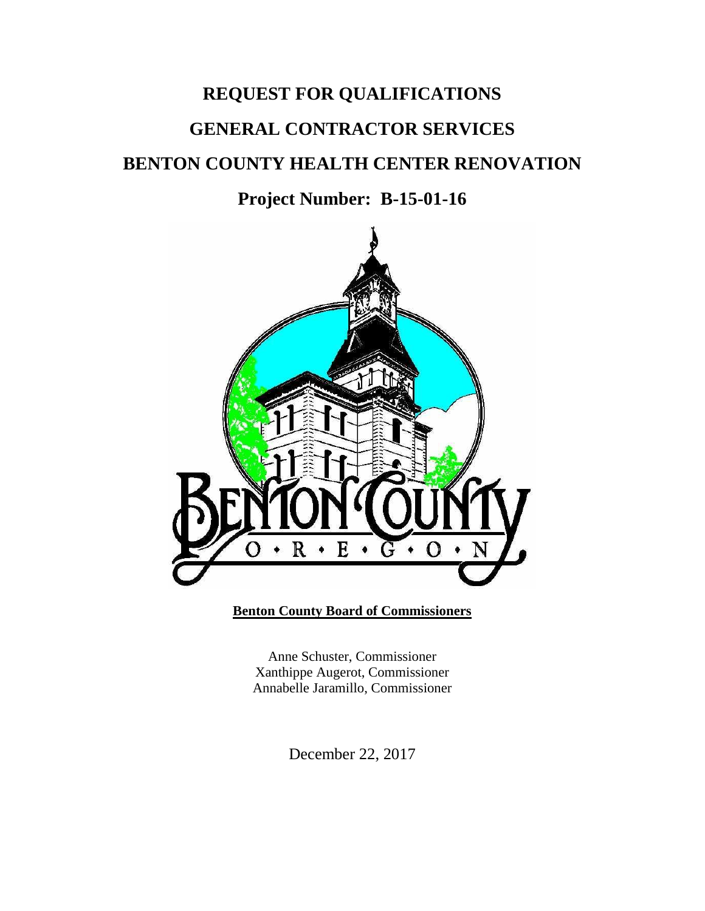# REQUEST FOR QUALIFICATIONS

# GENERAL CONTRACTOR SERVICES

# BENTON COUNTY HEALTH CENTER RENOVATION

## Project Number: B-15-01-16

**Benton County Board of Commissioners**

Anne Schuster, Commissioner
Xanthippe Augerot, Commissioner
Annabelle Jaramillo, Commissioner

December 22, 2017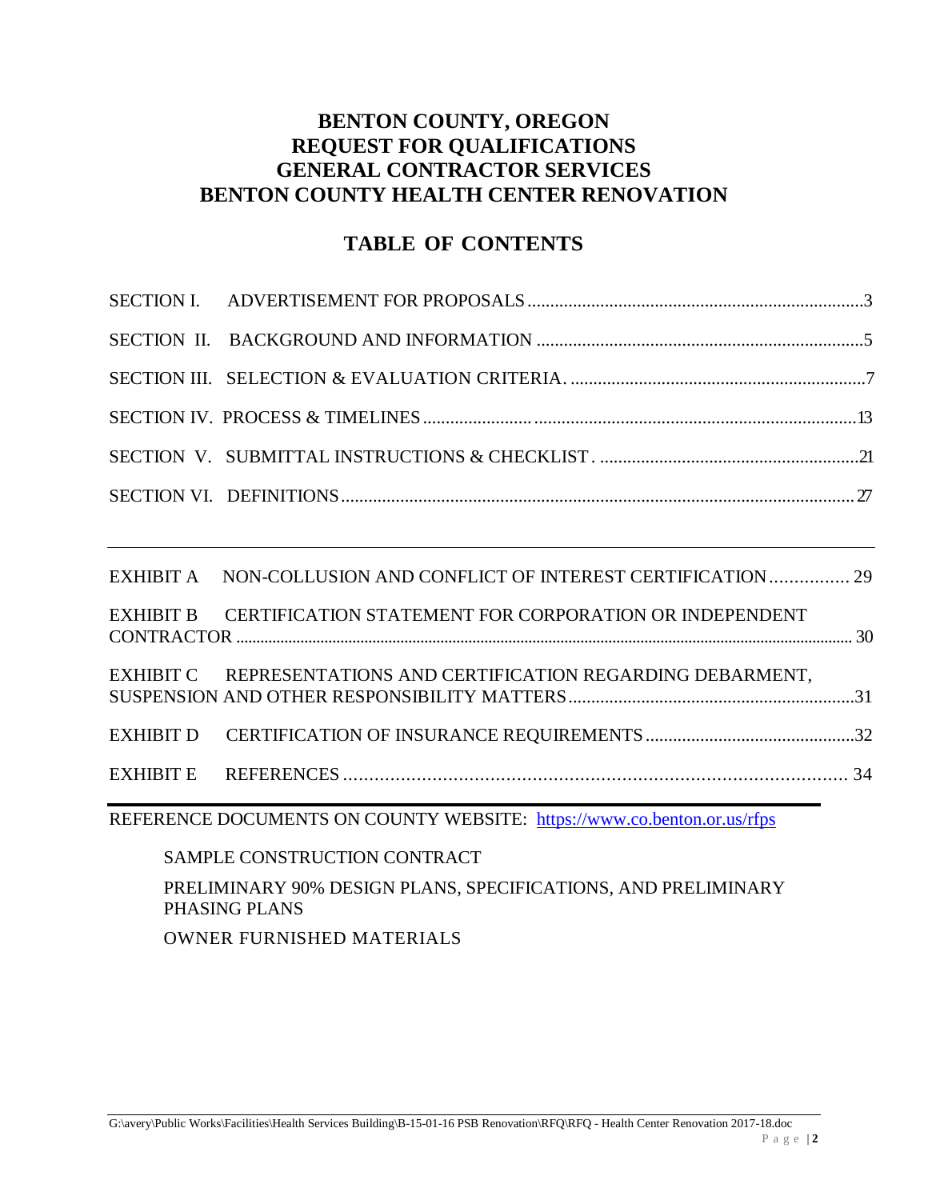# BENTON COUNTY, OREGON
# REQUEST FOR QUALIFICATIONS
# GENERAL CONTRACTOR SERVICES
# BENTON COUNTY HEALTH CENTER RENOVATION

## TABLE OF CONTENTS

SECTION I. ADVERTISEMENT FOR PROPOSALS ........................................ 3

SECTION II. BACKGROUND AND INFORMATION ........................................ 5

SECTION III. SELECTION & EVALUATION CRITERIA. ........................................ 7

SECTION IV. PROCESS & TIMELINES ........................................ 13

SECTION V. SUBMITTAL INSTRUCTIONS & CHECKLIST. ........................................ 21

SECTION VI. DEFINITIONS ........................................ 27

---

EXHIBIT A NON-COLLUSION AND CONFLICT OF INTEREST CERTIFICATION ................ 29

EXHIBIT B CERTIFICATION STATEMENT FOR CORPORATION OR INDEPENDENT CONTRACTOR ........................................ 30

EXHIBIT C REPRESENTATIONS AND CERTIFICATION REGARDING DEBARMENT, SUSPENSION AND OTHER RESPONSIBILITY MATTERS ........................................ 31

EXHIBIT D CERTIFICATION OF INSURANCE REQUIREMENTS ........................................ 32

EXHIBIT E REFERENCES ........................................ 34

---

REFERENCE DOCUMENTS ON COUNTY WEBSITE: https://www.co.benton.or.us/rfps

SAMPLE CONSTRUCTION CONTRACT

PRELIMINARY 90% DESIGN PLANS, SPECIFICATIONS, AND PRELIMINARY PHASING PLANS

OWNER FURNISHED MATERIALS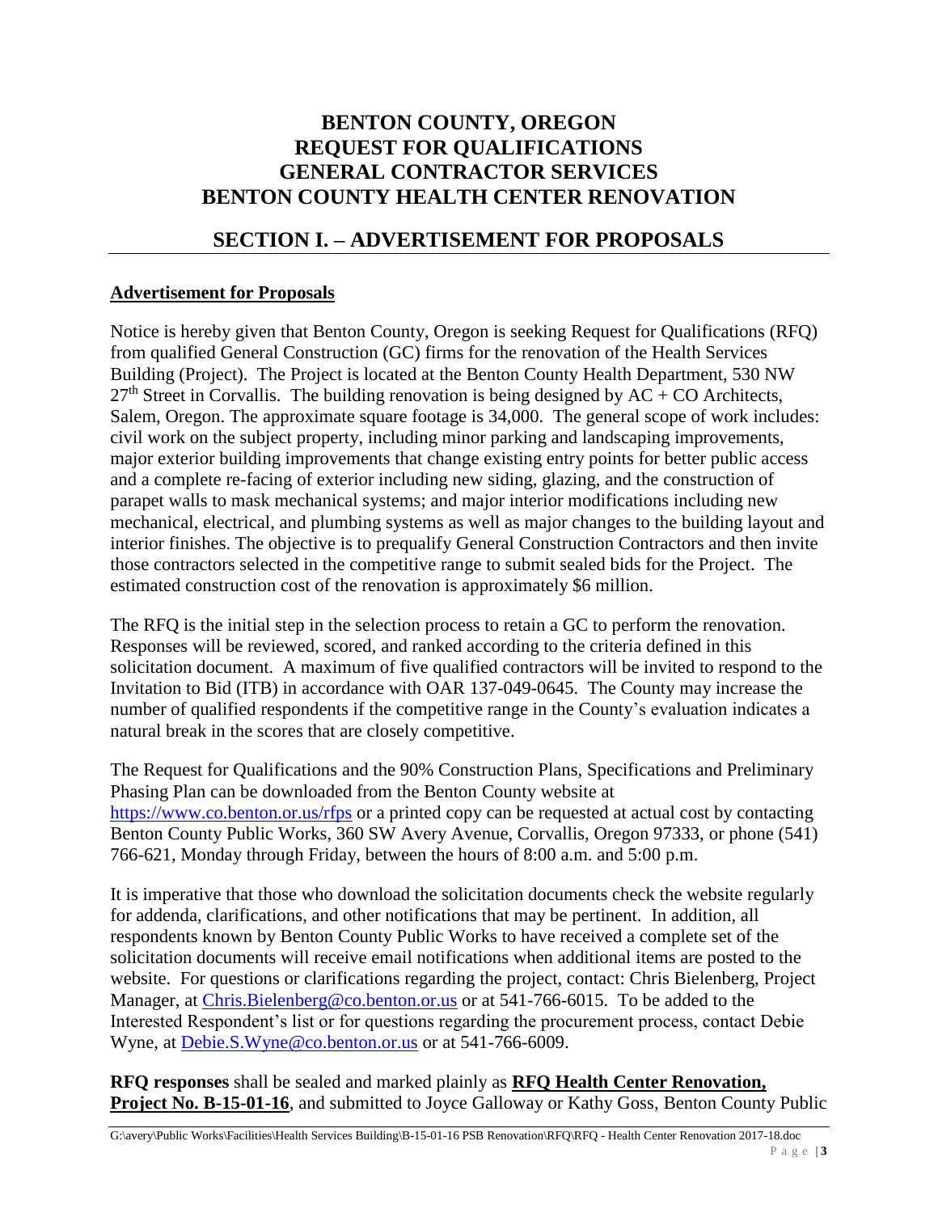# BENTON COUNTY, OREGON
# REQUEST FOR QUALIFICATIONS
# GENERAL CONTRACTOR SERVICES
# BENTON COUNTY HEALTH CENTER RENOVATION

## SECTION I. – ADVERTISEMENT FOR PROPOSALS

**Advertisement for Proposals**

Notice is hereby given that Benton County, Oregon is seeking Request for Qualifications (RFQ) from qualified General Construction (GC) firms for the renovation of the Health Services Building (Project). The Project is located at the Benton County Health Department, 530 NW 27th Street in Corvallis. The building renovation is being designed by AC + CO Architects, Salem, Oregon. The approximate square footage is 34,000. The general scope of work includes: civil work on the subject property, including minor parking and landscaping improvements, major exterior building improvements that change existing entry points for better public access and a complete re-facing of exterior including new siding, glazing, and the construction of parapet walls to mask mechanical systems; and major interior modifications including new mechanical, electrical, and plumbing systems as well as major changes to the building layout and interior finishes. The objective is to prequalify General Construction Contractors and then invite those contractors selected in the competitive range to submit sealed bids for the Project. The estimated construction cost of the renovation is approximately $6 million.

The RFQ is the initial step in the selection process to retain a GC to perform the renovation. Responses will be reviewed, scored, and ranked according to the criteria defined in this solicitation document. A maximum of five qualified contractors will be invited to respond to the Invitation to Bid (ITB) in accordance with OAR 137-049-0645. The County may increase the number of qualified respondents if the competitive range in the County's evaluation indicates a natural break in the scores that are closely competitive.

The Request for Qualifications and the 90% Construction Plans, Specifications and Preliminary Phasing Plan can be downloaded from the Benton County website at https://www.co.benton.or.us/rfps or a printed copy can be requested at actual cost by contacting Benton County Public Works, 360 SW Avery Avenue, Corvallis, Oregon 97333, or phone (541) 766-621, Monday through Friday, between the hours of 8:00 a.m. and 5:00 p.m.

It is imperative that those who download the solicitation documents check the website regularly for addenda, clarifications, and other notifications that may be pertinent. In addition, all respondents known by Benton County Public Works to have received a complete set of the solicitation documents will receive email notifications when additional items are posted to the website. For questions or clarifications regarding the project, contact: Chris Bielenberg, Project Manager, at Chris.Bielenberg@co.benton.or.us or at 541-766-6015. To be added to the Interested Respondent's list or for questions regarding the procurement process, contact Debie Wyne, at Debie.S.Wyne@co.benton.or.us or at 541-766-6009.

**RFQ responses** shall be sealed and marked plainly as **RFQ Health Center Renovation, Project No. B-15-01-16**, and submitted to Joyce Galloway or Kathy Goss, Benton County Public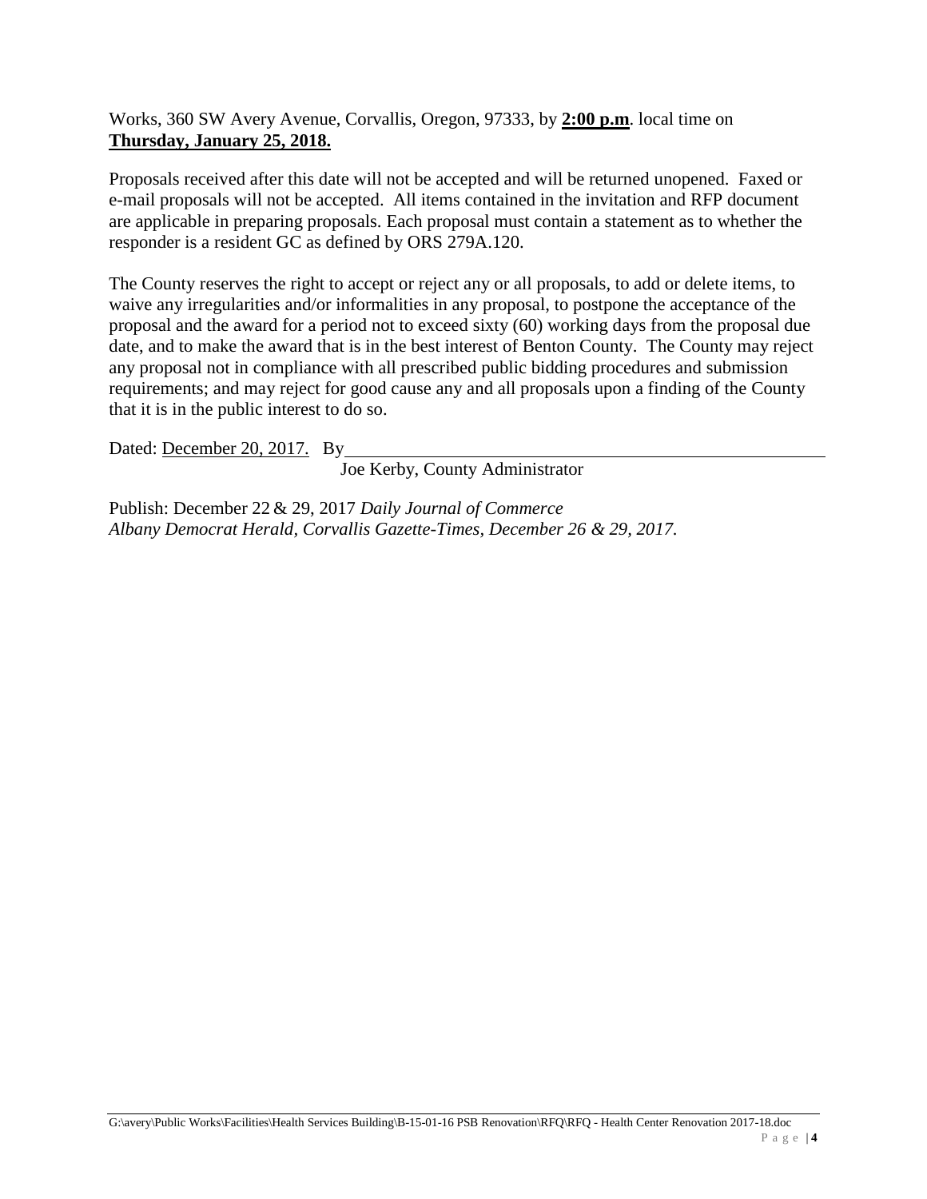Works, 360 SW Avery Avenue, Corvallis, Oregon, 97333, by **2:00 p.m**. local time on **Thursday, January 25, 2018.**

Proposals received after this date will not be accepted and will be returned unopened. Faxed or e-mail proposals will not be accepted. All items contained in the invitation and RFP document are applicable in preparing proposals. Each proposal must contain a statement as to whether the responder is a resident GC as defined by ORS 279A.120.

The County reserves the right to accept or reject any or all proposals, to add or delete items, to waive any irregularities and/or informalities in any proposal, to postpone the acceptance of the proposal and the award for a period not to exceed sixty (60) working days from the proposal due date, and to make the award that is in the best interest of Benton County. The County may reject any proposal not in compliance with all prescribed public bidding procedures and submission requirements; and may reject for good cause any and all proposals upon a finding of the County that it is in the public interest to do so.

Dated: December 20, 2017. By\_\_\_\_\_\_\_\_\_\_\_\_\_\_\_\_\_\_\_\_\_\_\_\_\_\_\_\_\_\_\_\_\_\_\_\_\_\_\_\_\_\_\_\_

Joe Kerby, County Administrator

Publish: December 22 & 29, 2017 *Daily Journal of Commerce*
*Albany Democrat Herald, Corvallis Gazette-Times, December 26 & 29, 2017.*

G:\avery\Public Works\Facilities\Health Services Building\B-15-01-16 PSB Renovation\RFQ\RFQ - Health Center Renovation 2017-18.doc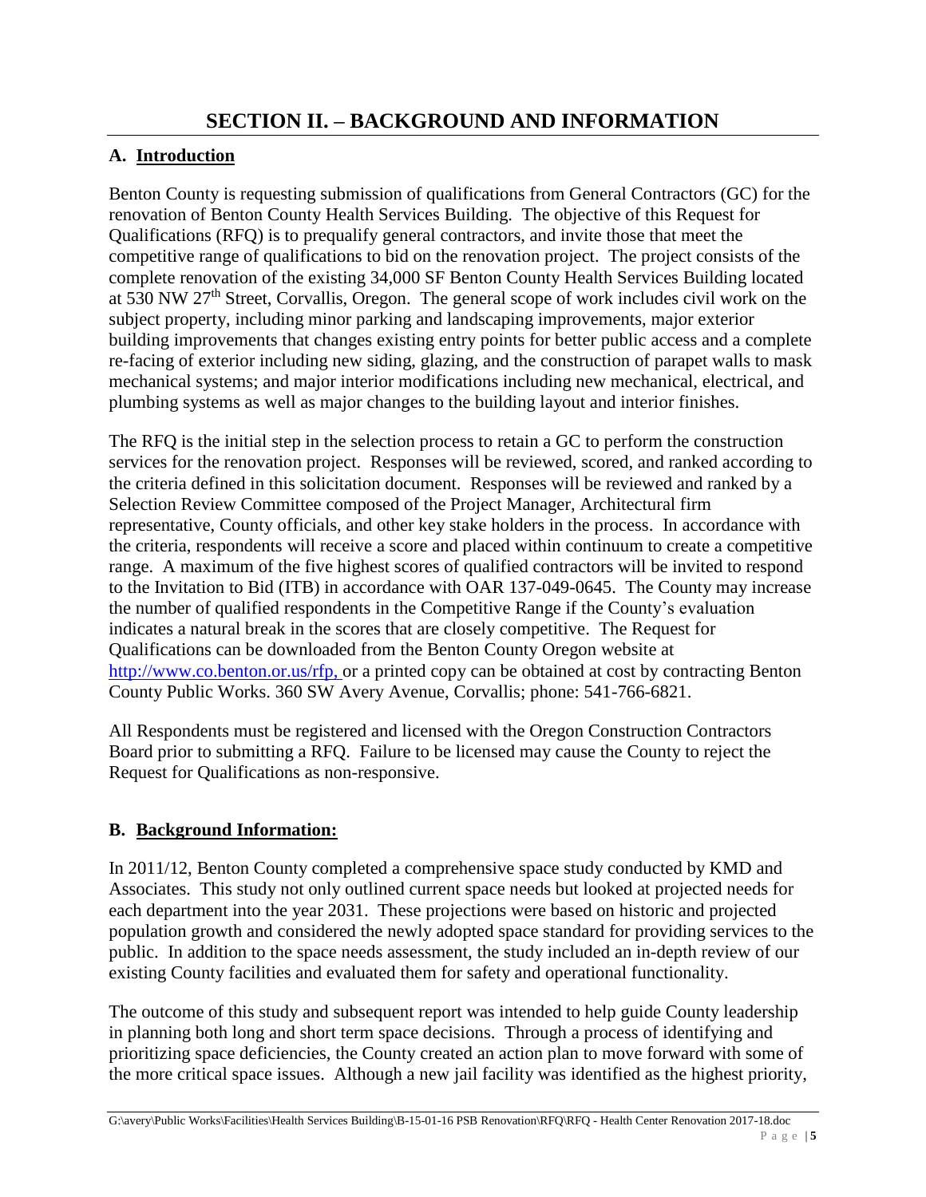# SECTION II. – BACKGROUND AND INFORMATION

## A. Introduction

Benton County is requesting submission of qualifications from General Contractors (GC) for the renovation of Benton County Health Services Building. The objective of this Request for Qualifications (RFQ) is to prequalify general contractors, and invite those that meet the competitive range of qualifications to bid on the renovation project. The project consists of the complete renovation of the existing 34,000 SF Benton County Health Services Building located at 530 NW 27th Street, Corvallis, Oregon. The general scope of work includes civil work on the subject property, including minor parking and landscaping improvements, major exterior building improvements that changes existing entry points for better public access and a complete re-facing of exterior including new siding, glazing, and the construction of parapet walls to mask mechanical systems; and major interior modifications including new mechanical, electrical, and plumbing systems as well as major changes to the building layout and interior finishes.

The RFQ is the initial step in the selection process to retain a GC to perform the construction services for the renovation project. Responses will be reviewed, scored, and ranked according to the criteria defined in this solicitation document. Responses will be reviewed and ranked by a Selection Review Committee composed of the Project Manager, Architectural firm representative, County officials, and other key stake holders in the process. In accordance with the criteria, respondents will receive a score and placed within continuum to create a competitive range. A maximum of the five highest scores of qualified contractors will be invited to respond to the Invitation to Bid (ITB) in accordance with OAR 137-049-0645. The County may increase the number of qualified respondents in the Competitive Range if the County's evaluation indicates a natural break in the scores that are closely competitive. The Request for Qualifications can be downloaded from the Benton County Oregon website at http://www.co.benton.or.us/rfp, or a printed copy can be obtained at cost by contracting Benton County Public Works. 360 SW Avery Avenue, Corvallis; phone: 541-766-6821.

All Respondents must be registered and licensed with the Oregon Construction Contractors Board prior to submitting a RFQ. Failure to be licensed may cause the County to reject the Request for Qualifications as non-responsive.

## B. Background Information:

In 2011/12, Benton County completed a comprehensive space study conducted by KMD and Associates. This study not only outlined current space needs but looked at projected needs for each department into the year 2031. These projections were based on historic and projected population growth and considered the newly adopted space standard for providing services to the public. In addition to the space needs assessment, the study included an in-depth review of our existing County facilities and evaluated them for safety and operational functionality.

The outcome of this study and subsequent report was intended to help guide County leadership in planning both long and short term space decisions. Through a process of identifying and prioritizing space deficiencies, the County created an action plan to move forward with some of the more critical space issues. Although a new jail facility was identified as the highest priority,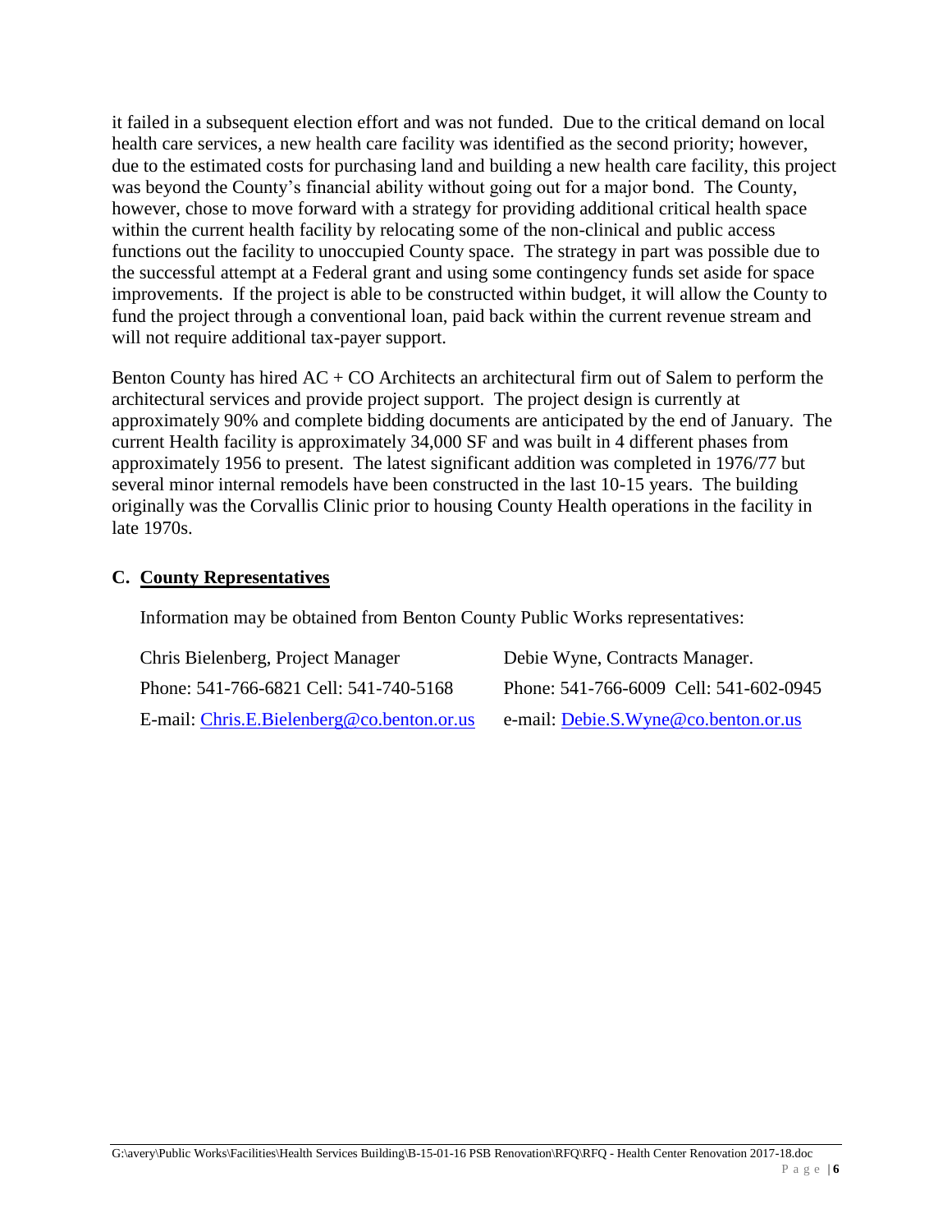it failed in a subsequent election effort and was not funded. Due to the critical demand on local health care services, a new health care facility was identified as the second priority; however, due to the estimated costs for purchasing land and building a new health care facility, this project was beyond the County's financial ability without going out for a major bond. The County, however, chose to move forward with a strategy for providing additional critical health space within the current health facility by relocating some of the non-clinical and public access functions out the facility to unoccupied County space. The strategy in part was possible due to the successful attempt at a Federal grant and using some contingency funds set aside for space improvements. If the project is able to be constructed within budget, it will allow the County to fund the project through a conventional loan, paid back within the current revenue stream and will not require additional tax-payer support.

Benton County has hired AC + CO Architects an architectural firm out of Salem to perform the architectural services and provide project support. The project design is currently at approximately 90% and complete bidding documents are anticipated by the end of January. The current Health facility is approximately 34,000 SF and was built in 4 different phases from approximately 1956 to present. The latest significant addition was completed in 1976/77 but several minor internal remodels have been constructed in the last 10-15 years. The building originally was the Corvallis Clinic prior to housing County Health operations in the facility in late 1970s.

## C. County Representatives

Information may be obtained from Benton County Public Works representatives:

| | |
|---|---|
| Chris Bielenberg, Project Manager | Debie Wyne, Contracts Manager. |
| Phone: 541-766-6821 Cell: 541-740-5168 | Phone: 541-766-6009 Cell: 541-602-0945 |
| E-mail: Chris.E.Bielenberg@co.benton.or.us | e-mail: Debie.S.Wyne@co.benton.or.us |

G:\avery\Public Works\Facilities\Health Services Building\B-15-01-16 PSB Renovation\RFQ\RFQ - Health Center Renovation 2017-18.doc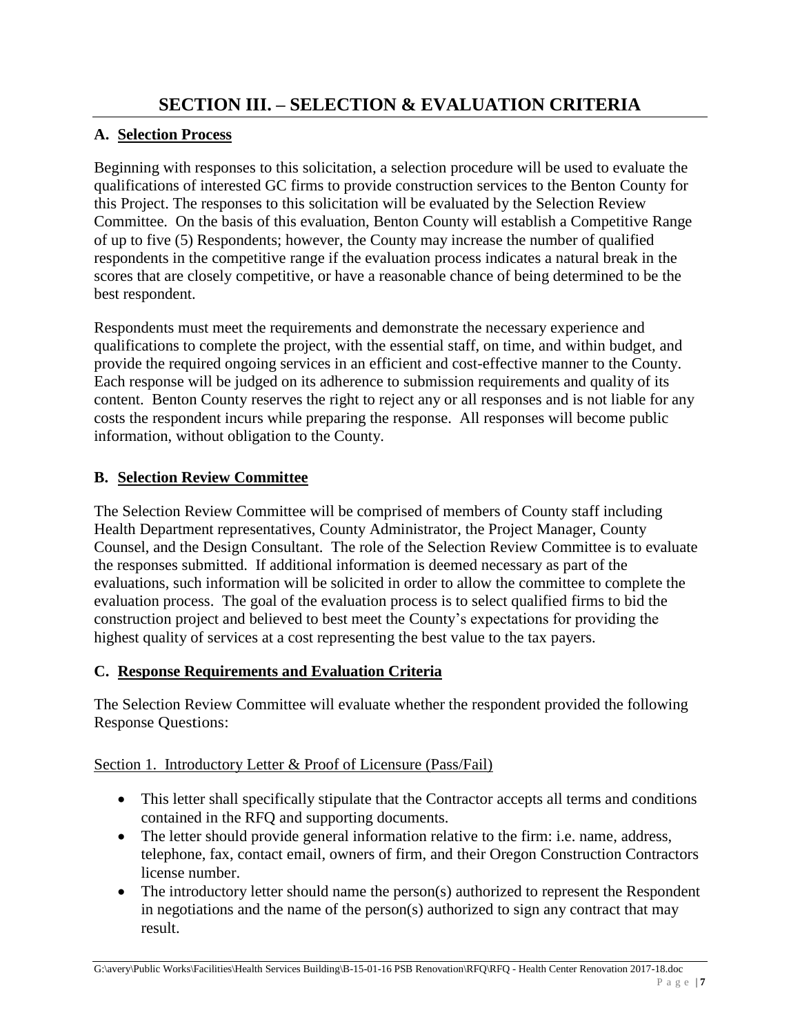# SECTION III. – SELECTION & EVALUATION CRITERIA

## A. Selection Process

Beginning with responses to this solicitation, a selection procedure will be used to evaluate the qualifications of interested GC firms to provide construction services to the Benton County for this Project. The responses to this solicitation will be evaluated by the Selection Review Committee. On the basis of this evaluation, Benton County will establish a Competitive Range of up to five (5) Respondents; however, the County may increase the number of qualified respondents in the competitive range if the evaluation process indicates a natural break in the scores that are closely competitive, or have a reasonable chance of being determined to be the best respondent.

Respondents must meet the requirements and demonstrate the necessary experience and qualifications to complete the project, with the essential staff, on time, and within budget, and provide the required ongoing services in an efficient and cost-effective manner to the County. Each response will be judged on its adherence to submission requirements and quality of its content. Benton County reserves the right to reject any or all responses and is not liable for any costs the respondent incurs while preparing the response. All responses will become public information, without obligation to the County.

## B. Selection Review Committee

The Selection Review Committee will be comprised of members of County staff including Health Department representatives, County Administrator, the Project Manager, County Counsel, and the Design Consultant. The role of the Selection Review Committee is to evaluate the responses submitted. If additional information is deemed necessary as part of the evaluations, such information will be solicited in order to allow the committee to complete the evaluation process. The goal of the evaluation process is to select qualified firms to bid the construction project and believed to best meet the County's expectations for providing the highest quality of services at a cost representing the best value to the tax payers.

## C. Response Requirements and Evaluation Criteria

The Selection Review Committee will evaluate whether the respondent provided the following Response Questions:

Section 1. Introductory Letter & Proof of Licensure (Pass/Fail)

- This letter shall specifically stipulate that the Contractor accepts all terms and conditions contained in the RFQ and supporting documents.
- The letter should provide general information relative to the firm: i.e. name, address, telephone, fax, contact email, owners of firm, and their Oregon Construction Contractors license number.
- The introductory letter should name the person(s) authorized to represent the Respondent in negotiations and the name of the person(s) authorized to sign any contract that may result.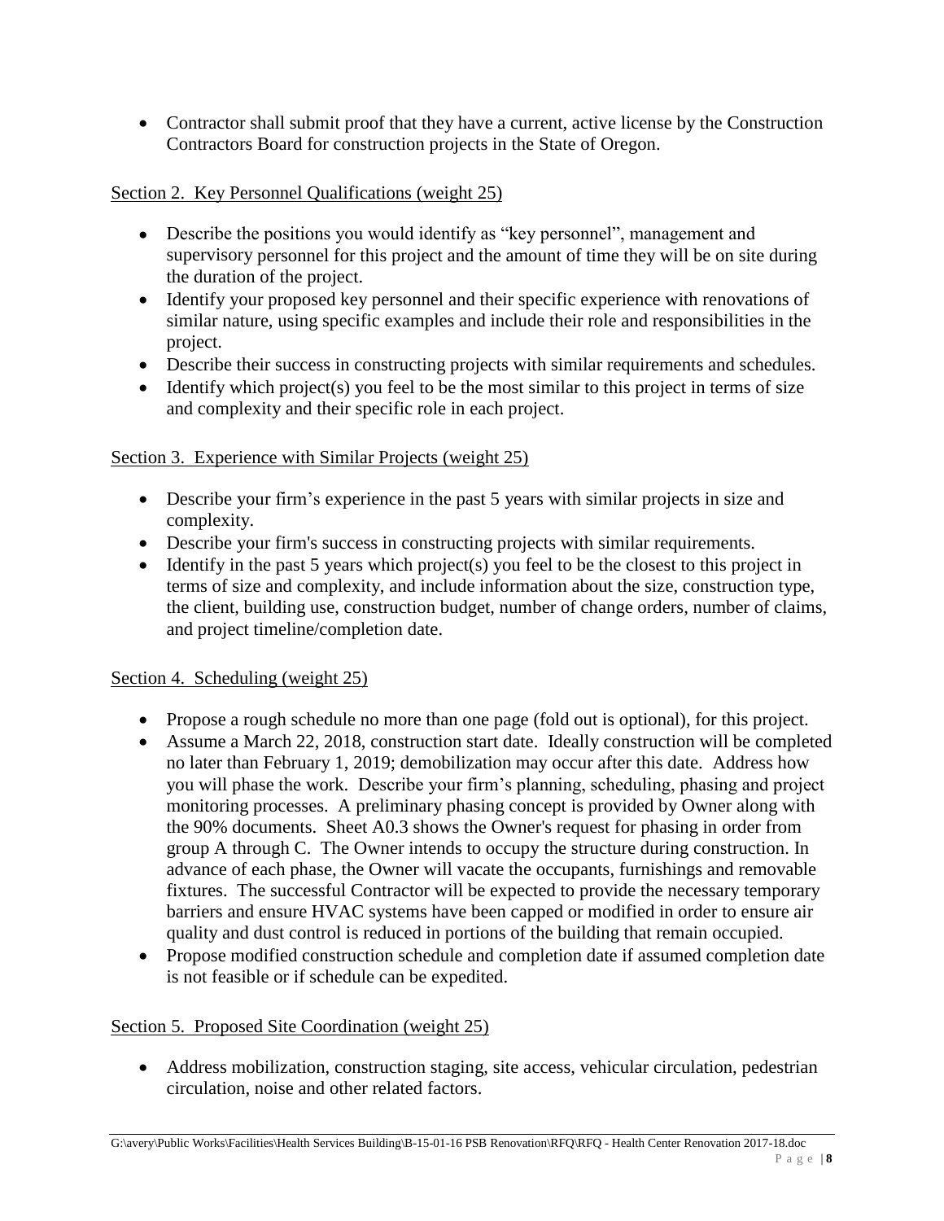- Contractor shall submit proof that they have a current, active license by the Construction Contractors Board for construction projects in the State of Oregon.

Section 2. Key Personnel Qualifications (weight 25)

- Describe the positions you would identify as "key personnel", management and supervisory personnel for this project and the amount of time they will be on site during the duration of the project.
- Identify your proposed key personnel and their specific experience with renovations of similar nature, using specific examples and include their role and responsibilities in the project.
- Describe their success in constructing projects with similar requirements and schedules.
- Identify which project(s) you feel to be the most similar to this project in terms of size and complexity and their specific role in each project.

Section 3. Experience with Similar Projects (weight 25)

- Describe your firm's experience in the past 5 years with similar projects in size and complexity.
- Describe your firm's success in constructing projects with similar requirements.
- Identify in the past 5 years which project(s) you feel to be the closest to this project in terms of size and complexity, and include information about the size, construction type, the client, building use, construction budget, number of change orders, number of claims, and project timeline/completion date.

Section 4. Scheduling (weight 25)

- Propose a rough schedule no more than one page (fold out is optional), for this project.
- Assume a March 22, 2018, construction start date. Ideally construction will be completed no later than February 1, 2019; demobilization may occur after this date. Address how you will phase the work. Describe your firm's planning, scheduling, phasing and project monitoring processes. A preliminary phasing concept is provided by Owner along with the 90% documents. Sheet A0.3 shows the Owner's request for phasing in order from group A through C. The Owner intends to occupy the structure during construction. In advance of each phase, the Owner will vacate the occupants, furnishings and removable fixtures. The successful Contractor will be expected to provide the necessary temporary barriers and ensure HVAC systems have been capped or modified in order to ensure air quality and dust control is reduced in portions of the building that remain occupied.
- Propose modified construction schedule and completion date if assumed completion date is not feasible or if schedule can be expedited.

Section 5. Proposed Site Coordination (weight 25)

- Address mobilization, construction staging, site access, vehicular circulation, pedestrian circulation, noise and other related factors.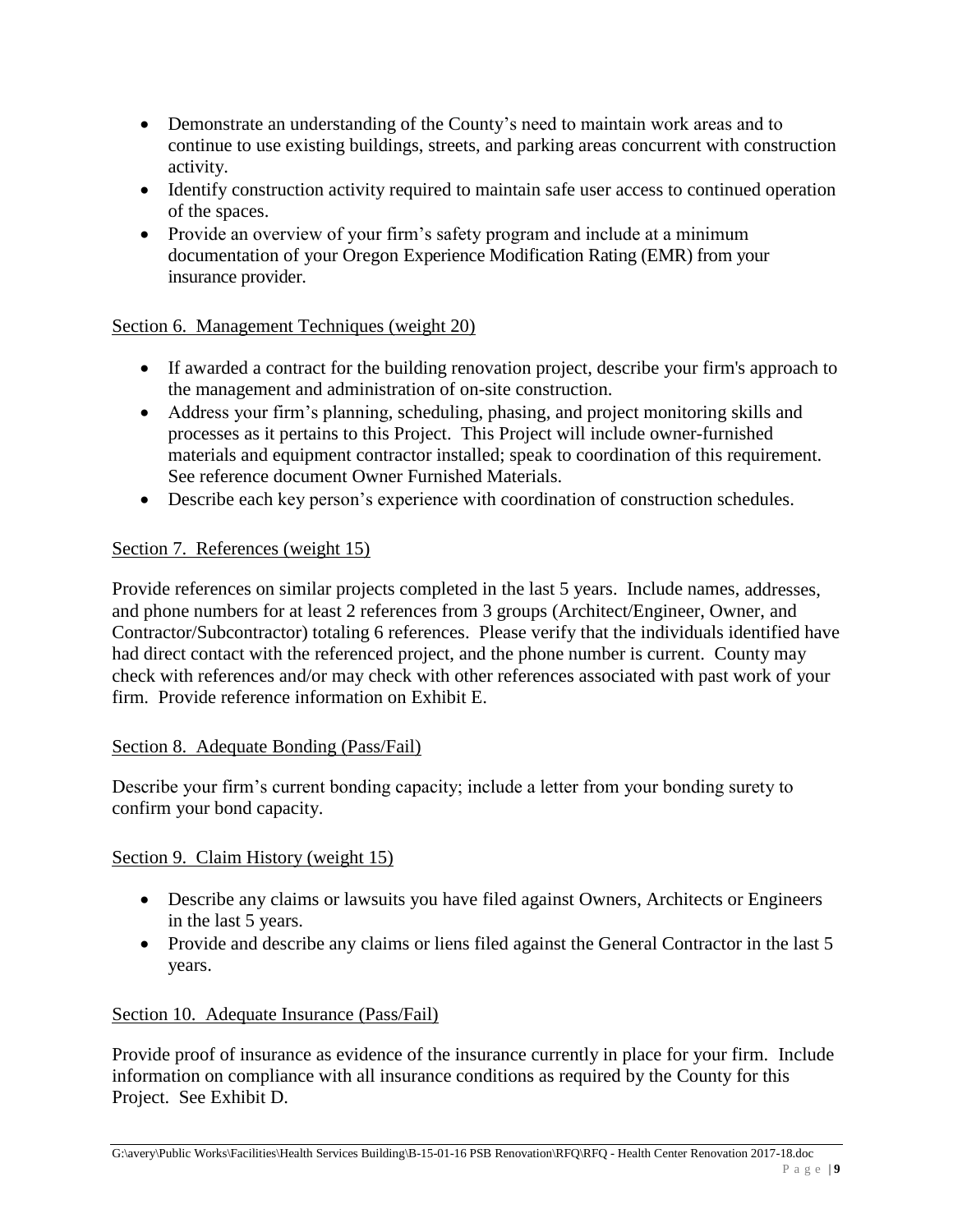- Demonstrate an understanding of the County's need to maintain work areas and to continue to use existing buildings, streets, and parking areas concurrent with construction activity.
- Identify construction activity required to maintain safe user access to continued operation of the spaces.
- Provide an overview of your firm's safety program and include at a minimum documentation of your Oregon Experience Modification Rating (EMR) from your insurance provider.

Section 6. Management Techniques (weight 20)

- If awarded a contract for the building renovation project, describe your firm's approach to the management and administration of on-site construction.
- Address your firm's planning, scheduling, phasing, and project monitoring skills and processes as it pertains to this Project. This Project will include owner-furnished materials and equipment contractor installed; speak to coordination of this requirement. See reference document Owner Furnished Materials.
- Describe each key person's experience with coordination of construction schedules.

Section 7. References (weight 15)

Provide references on similar projects completed in the last 5 years. Include names, addresses, and phone numbers for at least 2 references from 3 groups (Architect/Engineer, Owner, and Contractor/Subcontractor) totaling 6 references. Please verify that the individuals identified have had direct contact with the referenced project, and the phone number is current. County may check with references and/or may check with other references associated with past work of your firm. Provide reference information on Exhibit E.

Section 8. Adequate Bonding (Pass/Fail)

Describe your firm's current bonding capacity; include a letter from your bonding surety to confirm your bond capacity.

Section 9. Claim History (weight 15)

- Describe any claims or lawsuits you have filed against Owners, Architects or Engineers in the last 5 years.
- Provide and describe any claims or liens filed against the General Contractor in the last 5 years.

Section 10. Adequate Insurance (Pass/Fail)

Provide proof of insurance as evidence of the insurance currently in place for your firm. Include information on compliance with all insurance conditions as required by the County for this Project. See Exhibit D.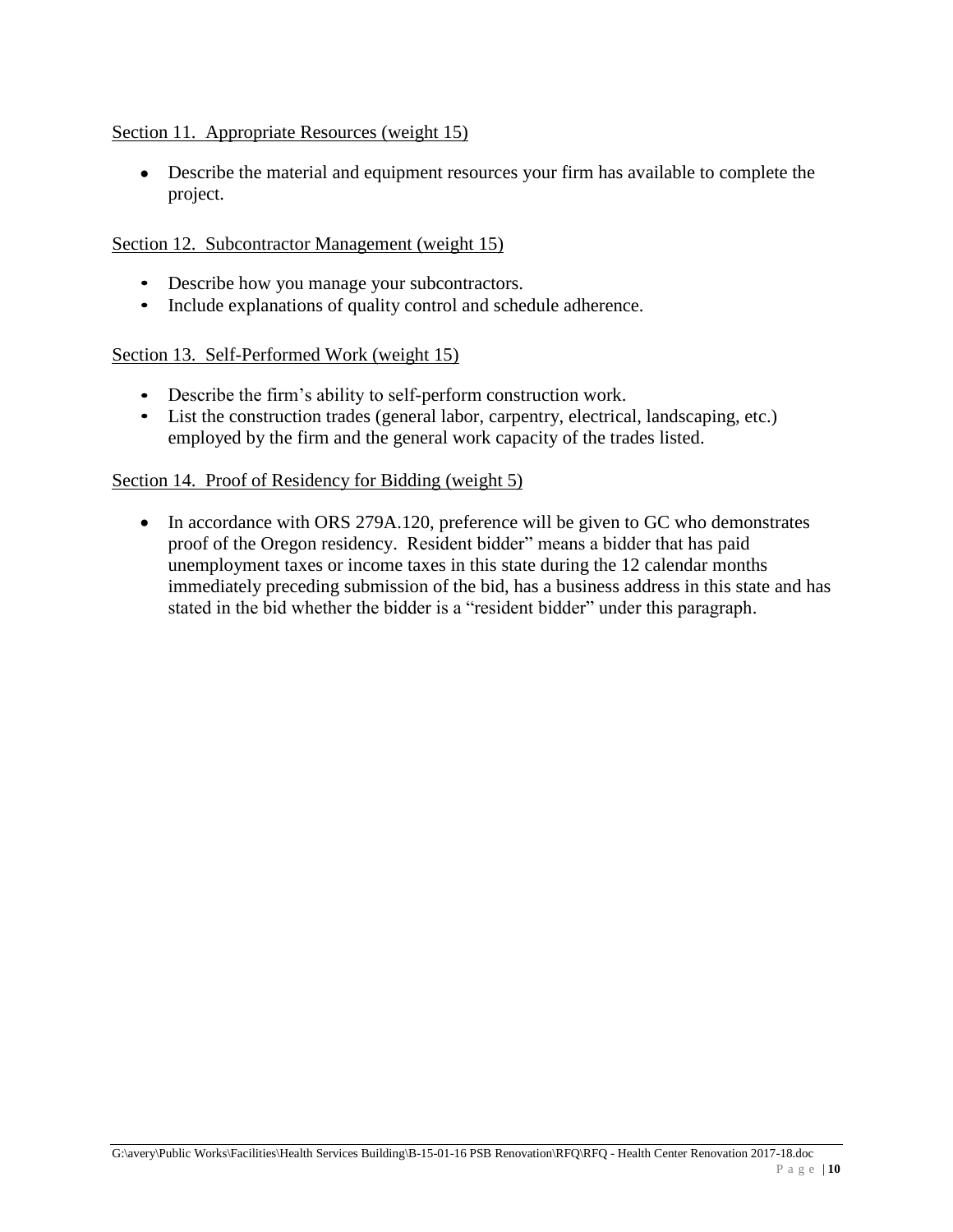Section 11. Appropriate Resources (weight 15)

- Describe the material and equipment resources your firm has available to complete the project.

Section 12. Subcontractor Management (weight 15)

- Describe how you manage your subcontractors.
- Include explanations of quality control and schedule adherence.

Section 13. Self-Performed Work (weight 15)

- Describe the firm's ability to self-perform construction work.
- List the construction trades (general labor, carpentry, electrical, landscaping, etc.) employed by the firm and the general work capacity of the trades listed.

Section 14. Proof of Residency for Bidding (weight 5)

- In accordance with ORS 279A.120, preference will be given to GC who demonstrates proof of the Oregon residency. Resident bidder" means a bidder that has paid unemployment taxes or income taxes in this state during the 12 calendar months immediately preceding submission of the bid, has a business address in this state and has stated in the bid whether the bidder is a "resident bidder" under this paragraph.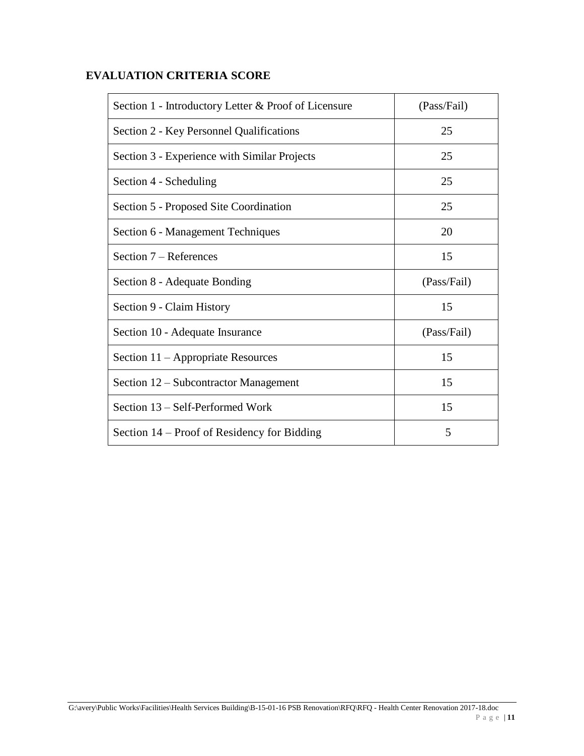## EVALUATION CRITERIA SCORE

| Section | Score |
|---|---|
| Section 1 - Introductory Letter & Proof of Licensure | (Pass/Fail) |
| Section 2 - Key Personnel Qualifications | 25 |
| Section 3 - Experience with Similar Projects | 25 |
| Section 4 - Scheduling | 25 |
| Section 5 - Proposed Site Coordination | 25 |
| Section 6 - Management Techniques | 20 |
| Section 7 – References | 15 |
| Section 8 - Adequate Bonding | (Pass/Fail) |
| Section 9 - Claim History | 15 |
| Section 10 - Adequate Insurance | (Pass/Fail) |
| Section 11 – Appropriate Resources | 15 |
| Section 12 – Subcontractor Management | 15 |
| Section 13 – Self-Performed Work | 15 |
| Section 14 – Proof of Residency for Bidding | 5 |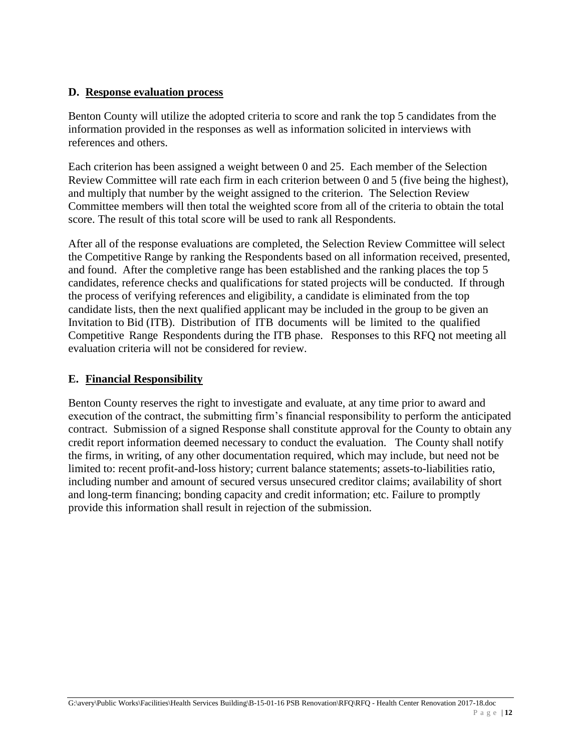**D. Response evaluation process**

Benton County will utilize the adopted criteria to score and rank the top 5 candidates from the information provided in the responses as well as information solicited in interviews with references and others.

Each criterion has been assigned a weight between 0 and 25. Each member of the Selection Review Committee will rate each firm in each criterion between 0 and 5 (five being the highest), and multiply that number by the weight assigned to the criterion. The Selection Review Committee members will then total the weighted score from all of the criteria to obtain the total score. The result of this total score will be used to rank all Respondents.

After all of the response evaluations are completed, the Selection Review Committee will select the Competitive Range by ranking the Respondents based on all information received, presented, and found. After the completive range has been established and the ranking places the top 5 candidates, reference checks and qualifications for stated projects will be conducted. If through the process of verifying references and eligibility, a candidate is eliminated from the top candidate lists, then the next qualified applicant may be included in the group to be given an Invitation to Bid (ITB). Distribution of ITB documents will be limited to the qualified Competitive Range Respondents during the ITB phase. Responses to this RFQ not meeting all evaluation criteria will not be considered for review.

**E. Financial Responsibility**

Benton County reserves the right to investigate and evaluate, at any time prior to award and execution of the contract, the submitting firm's financial responsibility to perform the anticipated contract. Submission of a signed Response shall constitute approval for the County to obtain any credit report information deemed necessary to conduct the evaluation. The County shall notify the firms, in writing, of any other documentation required, which may include, but need not be limited to: recent profit-and-loss history; current balance statements; assets-to-liabilities ratio, including number and amount of secured versus unsecured creditor claims; availability of short and long-term financing; bonding capacity and credit information; etc. Failure to promptly provide this information shall result in rejection of the submission.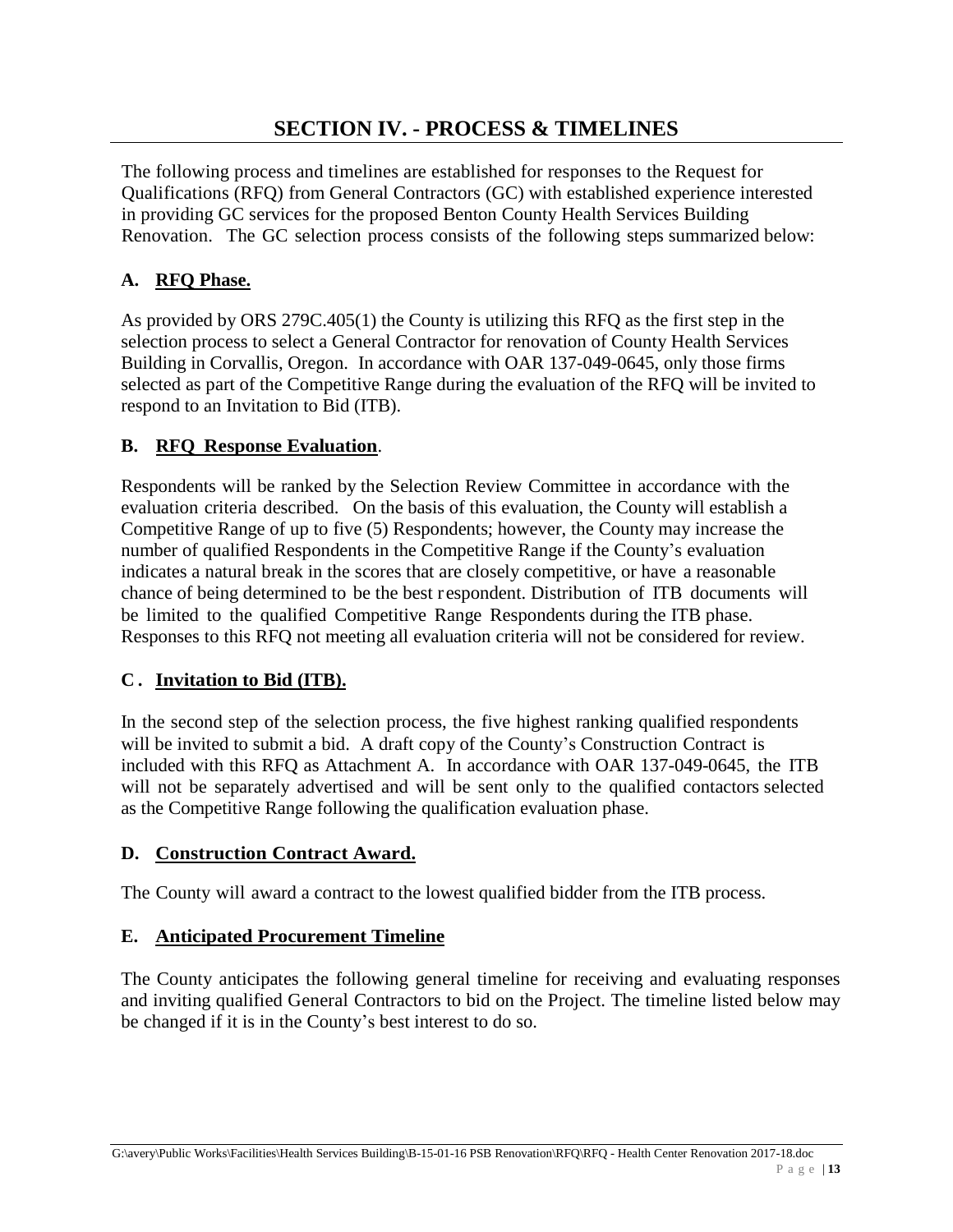# SECTION IV. - PROCESS & TIMELINES

The following process and timelines are established for responses to the Request for Qualifications (RFQ) from General Contractors (GC) with established experience interested in providing GC services for the proposed Benton County Health Services Building Renovation. The GC selection process consists of the following steps summarized below:

## A. RFQ Phase.

As provided by ORS 279C.405(1) the County is utilizing this RFQ as the first step in the selection process to select a General Contractor for renovation of County Health Services Building in Corvallis, Oregon. In accordance with OAR 137-049-0645, only those firms selected as part of the Competitive Range during the evaluation of the RFQ will be invited to respond to an Invitation to Bid (ITB).

## B. RFQ Response Evaluation.

Respondents will be ranked by the Selection Review Committee in accordance with the evaluation criteria described. On the basis of this evaluation, the County will establish a Competitive Range of up to five (5) Respondents; however, the County may increase the number of qualified Respondents in the Competitive Range if the County's evaluation indicates a natural break in the scores that are closely competitive, or have a reasonable chance of being determined to be the best respondent. Distribution of ITB documents will be limited to the qualified Competitive Range Respondents during the ITB phase. Responses to this RFQ not meeting all evaluation criteria will not be considered for review.

## C. Invitation to Bid (ITB).

In the second step of the selection process, the five highest ranking qualified respondents will be invited to submit a bid. A draft copy of the County's Construction Contract is included with this RFQ as Attachment A. In accordance with OAR 137-049-0645, the ITB will not be separately advertised and will be sent only to the qualified contactors selected as the Competitive Range following the qualification evaluation phase.

## D. Construction Contract Award.

The County will award a contract to the lowest qualified bidder from the ITB process.

## E. Anticipated Procurement Timeline

The County anticipates the following general timeline for receiving and evaluating responses and inviting qualified General Contractors to bid on the Project. The timeline listed below may be changed if it is in the County's best interest to do so.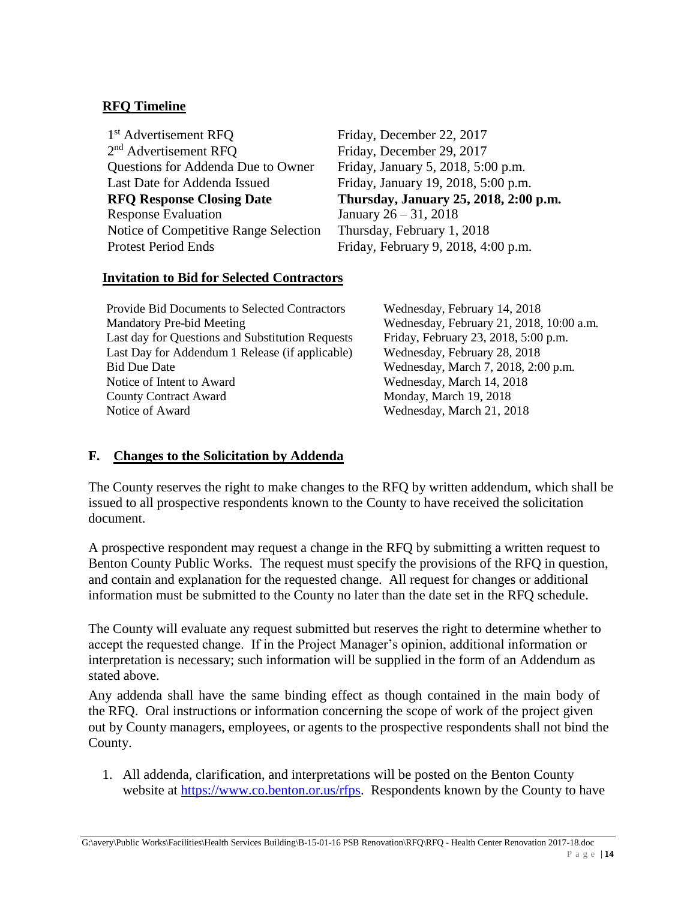## RFQ Timeline

| | |
|---|---|
| 1st Advertisement RFQ | Friday, December 22, 2017 |
| 2nd Advertisement RFQ | Friday, December 29, 2017 |
| Questions for Addenda Due to Owner | Friday, January 5, 2018, 5:00 p.m. |
| Last Date for Addenda Issued | Friday, January 19, 2018, 5:00 p.m. |
| **RFQ Response Closing Date** | **Thursday, January 25, 2018, 2:00 p.m.** |
| Response Evaluation | January 26 – 31, 2018 |
| Notice of Competitive Range Selection | Thursday, February 1, 2018 |
| Protest Period Ends | Friday, February 9, 2018, 4:00 p.m. |

## Invitation to Bid for Selected Contractors

| | |
|---|---|
| Provide Bid Documents to Selected Contractors | Wednesday, February 14, 2018 |
| Mandatory Pre-bid Meeting | Wednesday, February 21, 2018, 10:00 a.m. |
| Last day for Questions and Substitution Requests | Friday, February 23, 2018, 5:00 p.m. |
| Last Day for Addendum 1 Release (if applicable) | Wednesday, February 28, 2018 |
| Bid Due Date | Wednesday, March 7, 2018, 2:00 p.m. |
| Notice of Intent to Award | Wednesday, March 14, 2018 |
| County Contract Award | Monday, March 19, 2018 |
| Notice of Award | Wednesday, March 21, 2018 |

## F. Changes to the Solicitation by Addenda

The County reserves the right to make changes to the RFQ by written addendum, which shall be issued to all prospective respondents known to the County to have received the solicitation document.

A prospective respondent may request a change in the RFQ by submitting a written request to Benton County Public Works. The request must specify the provisions of the RFQ in question, and contain and explanation for the requested change. All request for changes or additional information must be submitted to the County no later than the date set in the RFQ schedule.

The County will evaluate any request submitted but reserves the right to determine whether to accept the requested change. If in the Project Manager's opinion, additional information or interpretation is necessary; such information will be supplied in the form of an Addendum as stated above.

Any addenda shall have the same binding effect as though contained in the main body of the RFQ. Oral instructions or information concerning the scope of work of the project given out by County managers, employees, or agents to the prospective respondents shall not bind the County.

1. All addenda, clarification, and interpretations will be posted on the Benton County website at https://www.co.benton.or.us/rfps. Respondents known by the County to have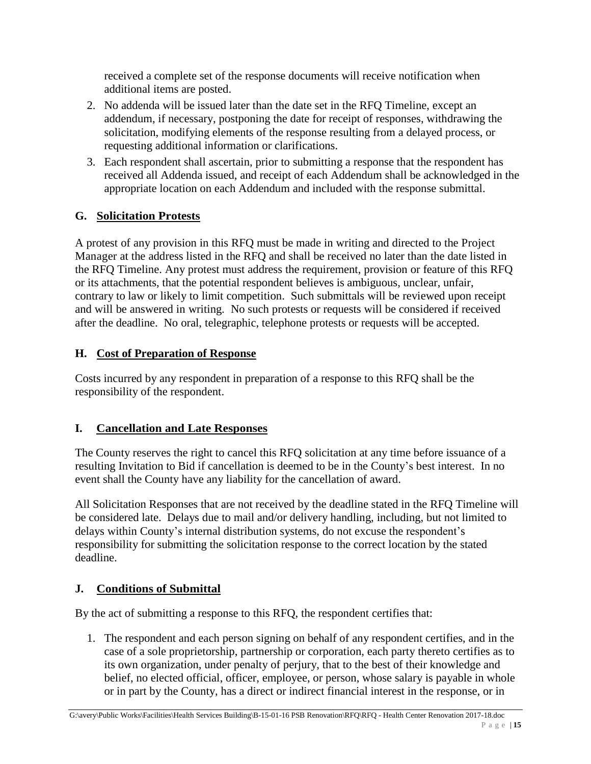received a complete set of the response documents will receive notification when additional items are posted.

2. No addenda will be issued later than the date set in the RFQ Timeline, except an addendum, if necessary, postponing the date for receipt of responses, withdrawing the solicitation, modifying elements of the response resulting from a delayed process, or requesting additional information or clarifications.
3. Each respondent shall ascertain, prior to submitting a response that the respondent has received all Addenda issued, and receipt of each Addendum shall be acknowledged in the appropriate location on each Addendum and included with the response submittal.

## G. Solicitation Protests

A protest of any provision in this RFQ must be made in writing and directed to the Project Manager at the address listed in the RFQ and shall be received no later than the date listed in the RFQ Timeline. Any protest must address the requirement, provision or feature of this RFQ or its attachments, that the potential respondent believes is ambiguous, unclear, unfair, contrary to law or likely to limit competition. Such submittals will be reviewed upon receipt and will be answered in writing. No such protests or requests will be considered if received after the deadline. No oral, telegraphic, telephone protests or requests will be accepted.

## H. Cost of Preparation of Response

Costs incurred by any respondent in preparation of a response to this RFQ shall be the responsibility of the respondent.

## I. Cancellation and Late Responses

The County reserves the right to cancel this RFQ solicitation at any time before issuance of a resulting Invitation to Bid if cancellation is deemed to be in the County's best interest. In no event shall the County have any liability for the cancellation of award.

All Solicitation Responses that are not received by the deadline stated in the RFQ Timeline will be considered late. Delays due to mail and/or delivery handling, including, but not limited to delays within County's internal distribution systems, do not excuse the respondent's responsibility for submitting the solicitation response to the correct location by the stated deadline.

## J. Conditions of Submittal

By the act of submitting a response to this RFQ, the respondent certifies that:

1. The respondent and each person signing on behalf of any respondent certifies, and in the case of a sole proprietorship, partnership or corporation, each party thereto certifies as to its own organization, under penalty of perjury, that to the best of their knowledge and belief, no elected official, officer, employee, or person, whose salary is payable in whole or in part by the County, has a direct or indirect financial interest in the response, or in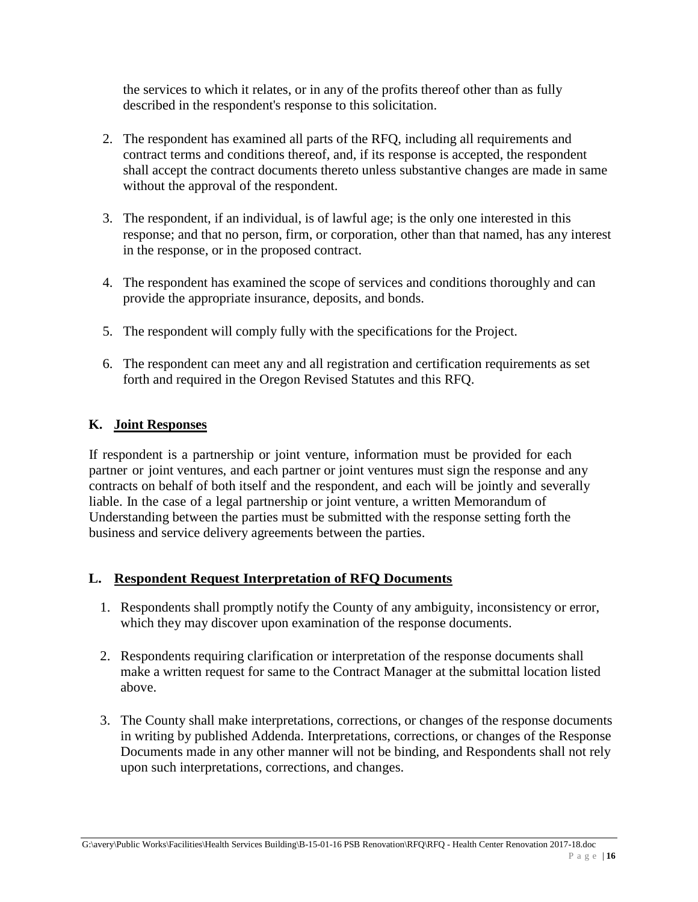the services to which it relates, or in any of the profits thereof other than as fully described in the respondent's response to this solicitation.

2. The respondent has examined all parts of the RFQ, including all requirements and contract terms and conditions thereof, and, if its response is accepted, the respondent shall accept the contract documents thereto unless substantive changes are made in same without the approval of the respondent.

3. The respondent, if an individual, is of lawful age; is the only one interested in this response; and that no person, firm, or corporation, other than that named, has any interest in the response, or in the proposed contract.

4. The respondent has examined the scope of services and conditions thoroughly and can provide the appropriate insurance, deposits, and bonds.

5. The respondent will comply fully with the specifications for the Project.

6. The respondent can meet any and all registration and certification requirements as set forth and required in the Oregon Revised Statutes and this RFQ.

### K. Joint Responses

If respondent is a partnership or joint venture, information must be provided for each partner or joint ventures, and each partner or joint ventures must sign the response and any contracts on behalf of both itself and the respondent, and each will be jointly and severally liable. In the case of a legal partnership or joint venture, a written Memorandum of Understanding between the parties must be submitted with the response setting forth the business and service delivery agreements between the parties.

### L. Respondent Request Interpretation of RFQ Documents

1. Respondents shall promptly notify the County of any ambiguity, inconsistency or error, which they may discover upon examination of the response documents.

2. Respondents requiring clarification or interpretation of the response documents shall make a written request for same to the Contract Manager at the submittal location listed above.

3. The County shall make interpretations, corrections, or changes of the response documents in writing by published Addenda. Interpretations, corrections, or changes of the Response Documents made in any other manner will not be binding, and Respondents shall not rely upon such interpretations, corrections, and changes.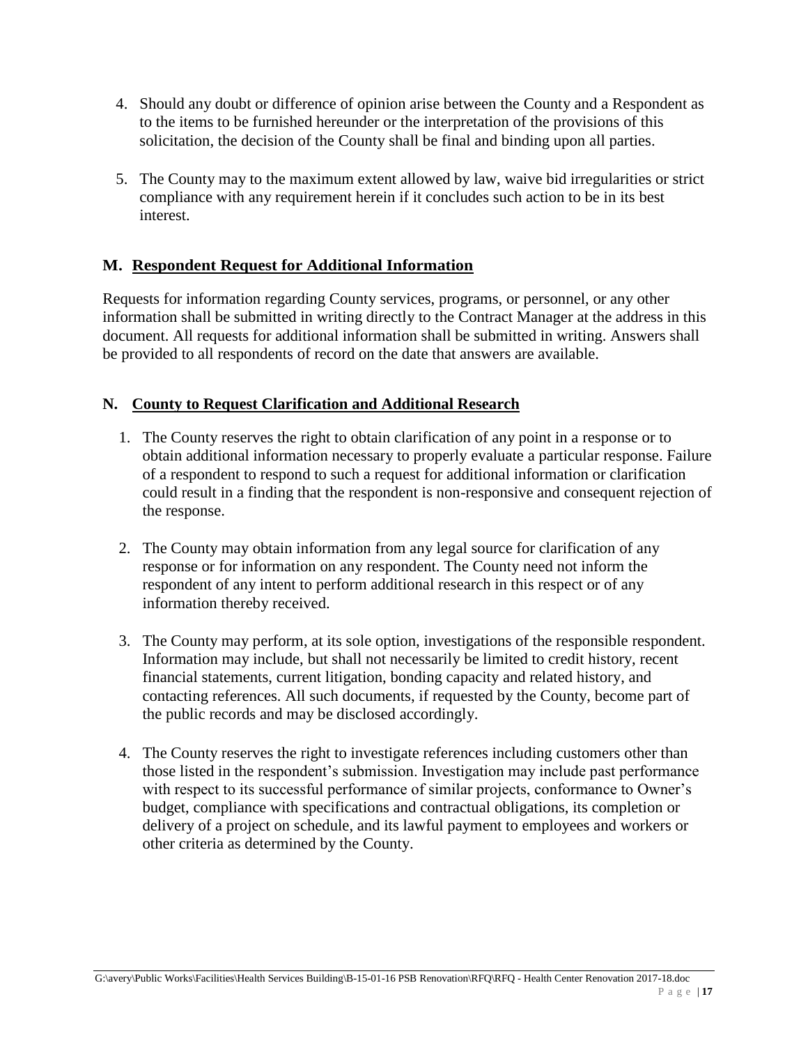4. Should any doubt or difference of opinion arise between the County and a Respondent as to the items to be furnished hereunder or the interpretation of the provisions of this solicitation, the decision of the County shall be final and binding upon all parties.

5. The County may to the maximum extent allowed by law, waive bid irregularities or strict compliance with any requirement herein if it concludes such action to be in its best interest.

## M. Respondent Request for Additional Information

Requests for information regarding County services, programs, or personnel, or any other information shall be submitted in writing directly to the Contract Manager at the address in this document. All requests for additional information shall be submitted in writing. Answers shall be provided to all respondents of record on the date that answers are available.

## N. County to Request Clarification and Additional Research

1. The County reserves the right to obtain clarification of any point in a response or to obtain additional information necessary to properly evaluate a particular response. Failure of a respondent to respond to such a request for additional information or clarification could result in a finding that the respondent is non-responsive and consequent rejection of the response.

2. The County may obtain information from any legal source for clarification of any response or for information on any respondent. The County need not inform the respondent of any intent to perform additional research in this respect or of any information thereby received.

3. The County may perform, at its sole option, investigations of the responsible respondent. Information may include, but shall not necessarily be limited to credit history, recent financial statements, current litigation, bonding capacity and related history, and contacting references. All such documents, if requested by the County, become part of the public records and may be disclosed accordingly.

4. The County reserves the right to investigate references including customers other than those listed in the respondent's submission. Investigation may include past performance with respect to its successful performance of similar projects, conformance to Owner's budget, compliance with specifications and contractual obligations, its completion or delivery of a project on schedule, and its lawful payment to employees and workers or other criteria as determined by the County.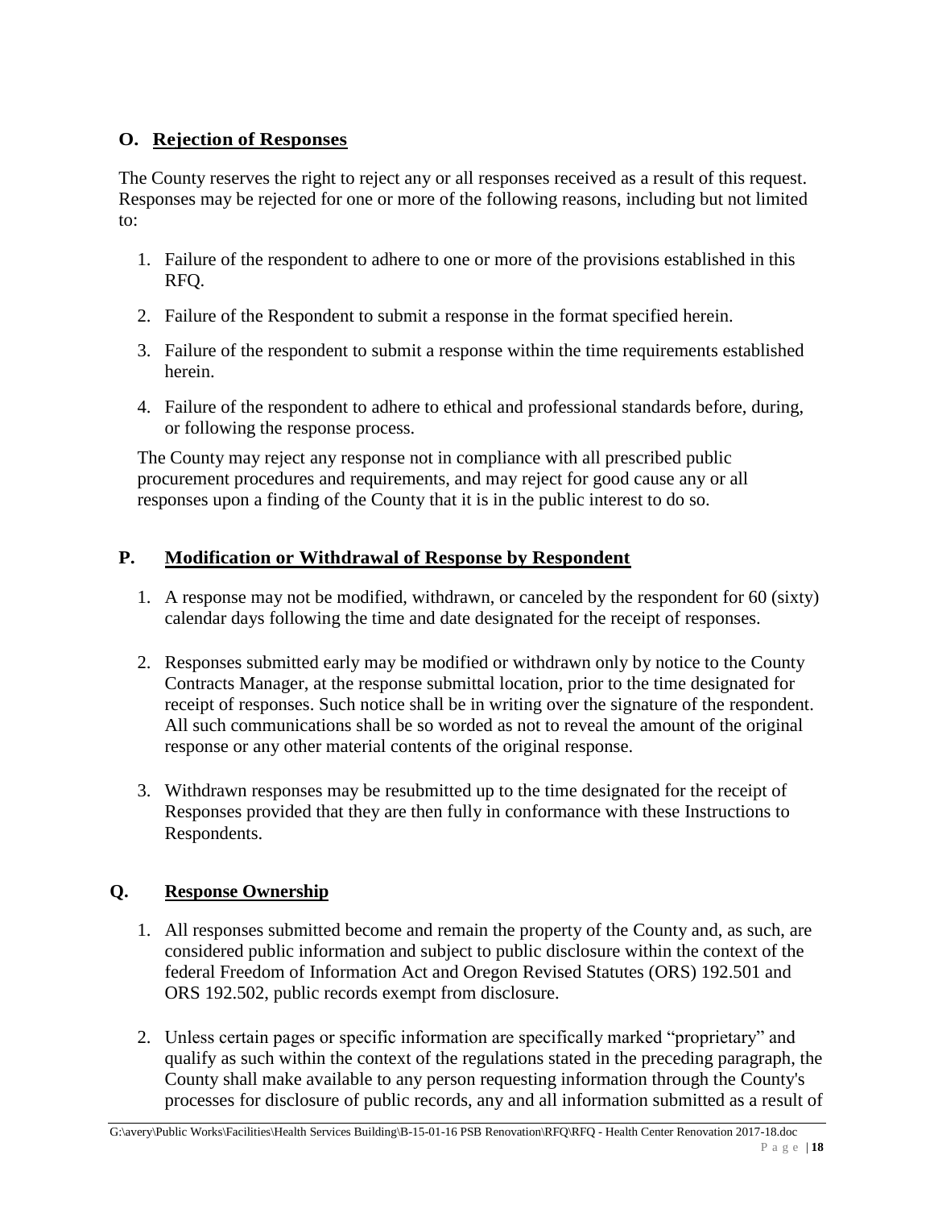## O. Rejection of Responses

The County reserves the right to reject any or all responses received as a result of this request. Responses may be rejected for one or more of the following reasons, including but not limited to:

1. Failure of the respondent to adhere to one or more of the provisions established in this RFQ.
2. Failure of the Respondent to submit a response in the format specified herein.
3. Failure of the respondent to submit a response within the time requirements established herein.
4. Failure of the respondent to adhere to ethical and professional standards before, during, or following the response process.

The County may reject any response not in compliance with all prescribed public procurement procedures and requirements, and may reject for good cause any or all responses upon a finding of the County that it is in the public interest to do so.

## P. Modification or Withdrawal of Response by Respondent

1. A response may not be modified, withdrawn, or canceled by the respondent for 60 (sixty) calendar days following the time and date designated for the receipt of responses.

2. Responses submitted early may be modified or withdrawn only by notice to the County Contracts Manager, at the response submittal location, prior to the time designated for receipt of responses. Such notice shall be in writing over the signature of the respondent. All such communications shall be so worded as not to reveal the amount of the original response or any other material contents of the original response.

3. Withdrawn responses may be resubmitted up to the time designated for the receipt of Responses provided that they are then fully in conformance with these Instructions to Respondents.

## Q. Response Ownership

1. All responses submitted become and remain the property of the County and, as such, are considered public information and subject to public disclosure within the context of the federal Freedom of Information Act and Oregon Revised Statutes (ORS) 192.501 and ORS 192.502, public records exempt from disclosure.

2. Unless certain pages or specific information are specifically marked "proprietary" and qualify as such within the context of the regulations stated in the preceding paragraph, the County shall make available to any person requesting information through the County's processes for disclosure of public records, any and all information submitted as a result of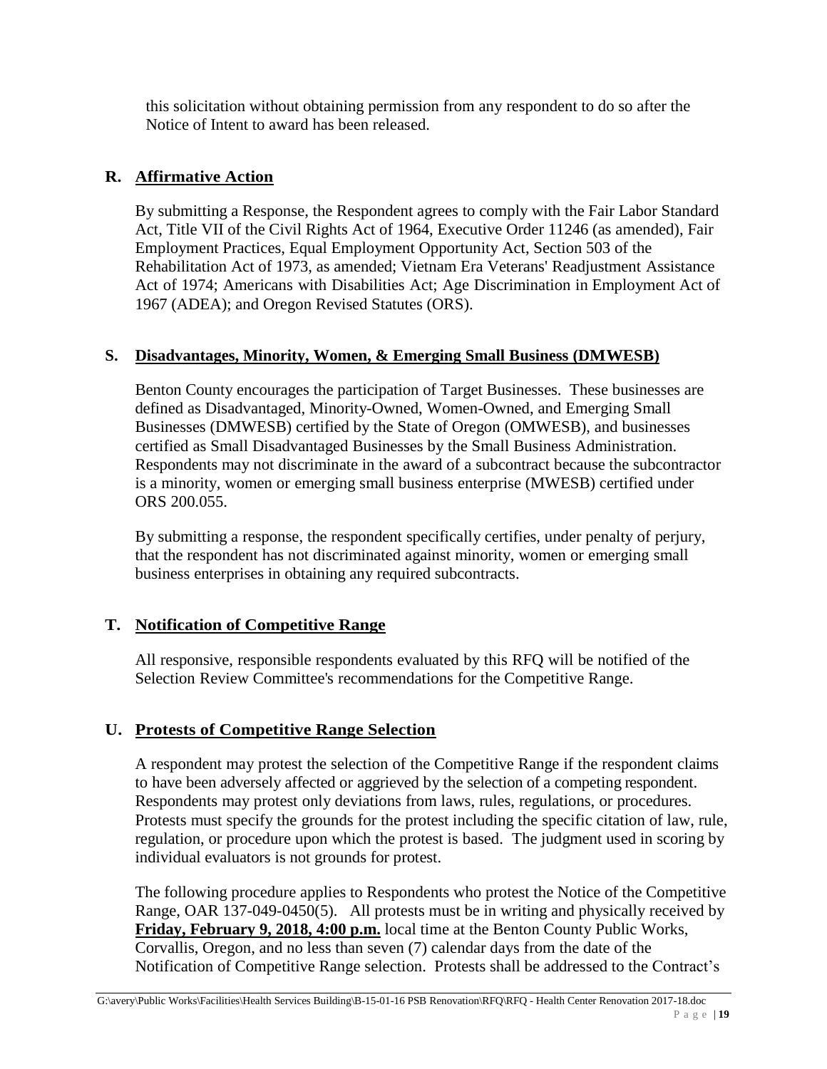this solicitation without obtaining permission from any respondent to do so after the Notice of Intent to award has been released.

## R. Affirmative Action

By submitting a Response, the Respondent agrees to comply with the Fair Labor Standard Act, Title VII of the Civil Rights Act of 1964, Executive Order 11246 (as amended), Fair Employment Practices, Equal Employment Opportunity Act, Section 503 of the Rehabilitation Act of 1973, as amended; Vietnam Era Veterans' Readjustment Assistance Act of 1974; Americans with Disabilities Act; Age Discrimination in Employment Act of 1967 (ADEA); and Oregon Revised Statutes (ORS).

## S. Disadvantages, Minority, Women, & Emerging Small Business (DMWESB)

Benton County encourages the participation of Target Businesses. These businesses are defined as Disadvantaged, Minority-Owned, Women-Owned, and Emerging Small Businesses (DMWESB) certified by the State of Oregon (OMWESB), and businesses certified as Small Disadvantaged Businesses by the Small Business Administration. Respondents may not discriminate in the award of a subcontract because the subcontractor is a minority, women or emerging small business enterprise (MWESB) certified under ORS 200.055.

By submitting a response, the respondent specifically certifies, under penalty of perjury, that the respondent has not discriminated against minority, women or emerging small business enterprises in obtaining any required subcontracts.

## T. Notification of Competitive Range

All responsive, responsible respondents evaluated by this RFQ will be notified of the Selection Review Committee's recommendations for the Competitive Range.

## U. Protests of Competitive Range Selection

A respondent may protest the selection of the Competitive Range if the respondent claims to have been adversely affected or aggrieved by the selection of a competing respondent. Respondents may protest only deviations from laws, rules, regulations, or procedures. Protests must specify the grounds for the protest including the specific citation of law, rule, regulation, or procedure upon which the protest is based. The judgment used in scoring by individual evaluators is not grounds for protest.

The following procedure applies to Respondents who protest the Notice of the Competitive Range, OAR 137-049-0450(5). All protests must be in writing and physically received by **Friday, February 9, 2018, 4:00 p.m.** local time at the Benton County Public Works, Corvallis, Oregon, and no less than seven (7) calendar days from the date of the Notification of Competitive Range selection. Protests shall be addressed to the Contract's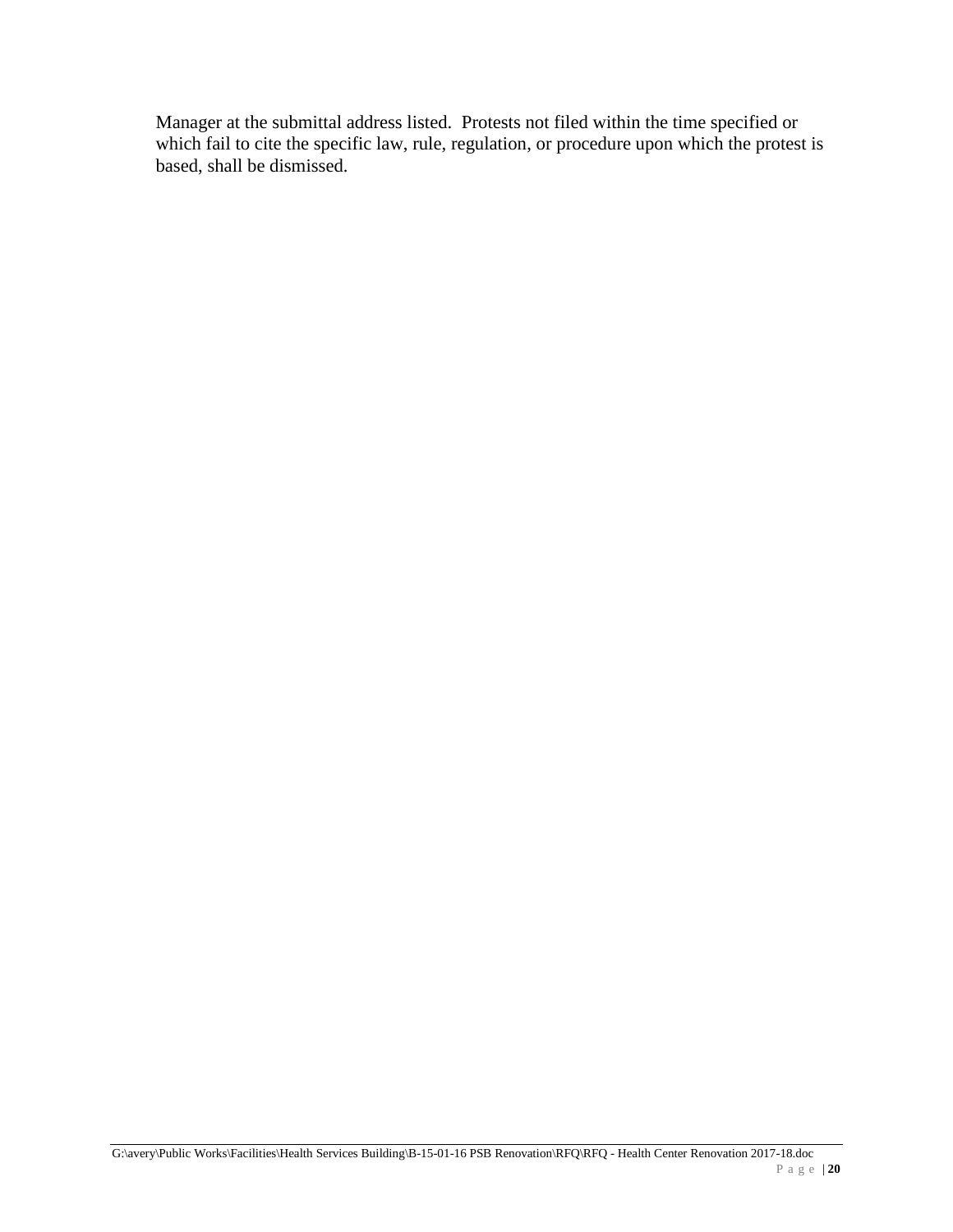Manager at the submittal address listed. Protests not filed within the time specified or which fail to cite the specific law, rule, regulation, or procedure upon which the protest is based, shall be dismissed.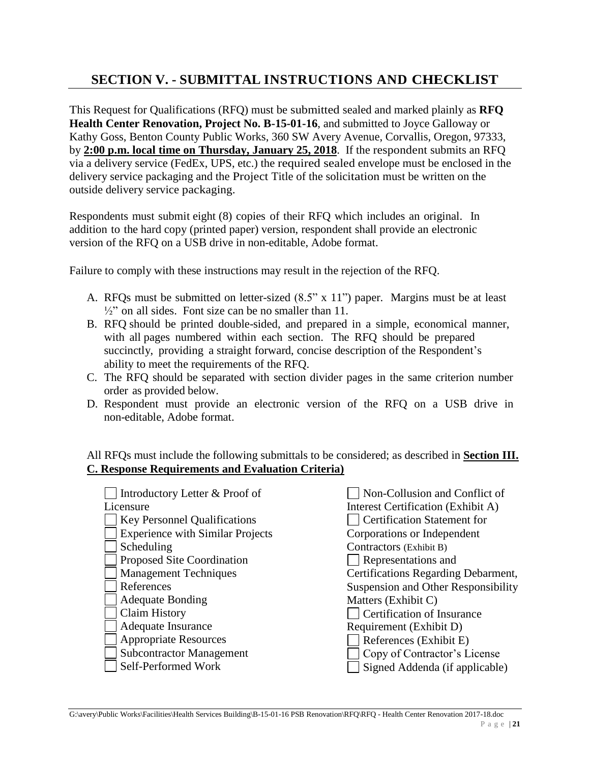## SECTION V. - SUBMITTAL INSTRUCTIONS AND CHECKLIST

This Request for Qualifications (RFQ) must be submitted sealed and marked plainly as **RFQ Health Center Renovation, Project No. B-15-01-16**, and submitted to Joyce Galloway or Kathy Goss, Benton County Public Works, 360 SW Avery Avenue, Corvallis, Oregon, 97333, by **2:00 p.m. local time on Thursday, January 25, 2018**. If the respondent submits an RFQ via a delivery service (FedEx, UPS, etc.) the required sealed envelope must be enclosed in the delivery service packaging and the Project Title of the solicitation must be written on the outside delivery service packaging.

Respondents must submit eight (8) copies of their RFQ which includes an original. In addition to the hard copy (printed paper) version, respondent shall provide an electronic version of the RFQ on a USB drive in non-editable, Adobe format.

Failure to comply with these instructions may result in the rejection of the RFQ.

A. RFQs must be submitted on letter-sized (8.5" x 11") paper. Margins must be at least ½" on all sides. Font size can be no smaller than 11.
B. RFQ should be printed double-sided, and prepared in a simple, economical manner, with all pages numbered within each section. The RFQ should be prepared succinctly, providing a straight forward, concise description of the Respondent's ability to meet the requirements of the RFQ.
C. The RFQ should be separated with section divider pages in the same criterion number order as provided below.
D. Respondent must provide an electronic version of the RFQ on a USB drive in non-editable, Adobe format.

All RFQs must include the following submittals to be considered; as described in **Section III. C. Response Requirements and Evaluation Criteria)**

- [ ] Introductory Letter & Proof of Licensure
- [ ] Key Personnel Qualifications
- [ ] Experience with Similar Projects
- [ ] Scheduling
- [ ] Proposed Site Coordination
- [ ] Management Techniques
- [ ] References
- [ ] Adequate Bonding
- [ ] Claim History
- [ ] Adequate Insurance
- [ ] Appropriate Resources
- [ ] Subcontractor Management
- [ ] Self-Performed Work
- [ ] Non-Collusion and Conflict of Interest Certification (Exhibit A)
- [ ] Certification Statement for Corporations or Independent Contractors (Exhibit B)
- [ ] Representations and Certifications Regarding Debarment, Suspension and Other Responsibility Matters (Exhibit C)
- [ ] Certification of Insurance Requirement (Exhibit D)
- [ ] References (Exhibit E)
- [ ] Copy of Contractor's License
- [ ] Signed Addenda (if applicable)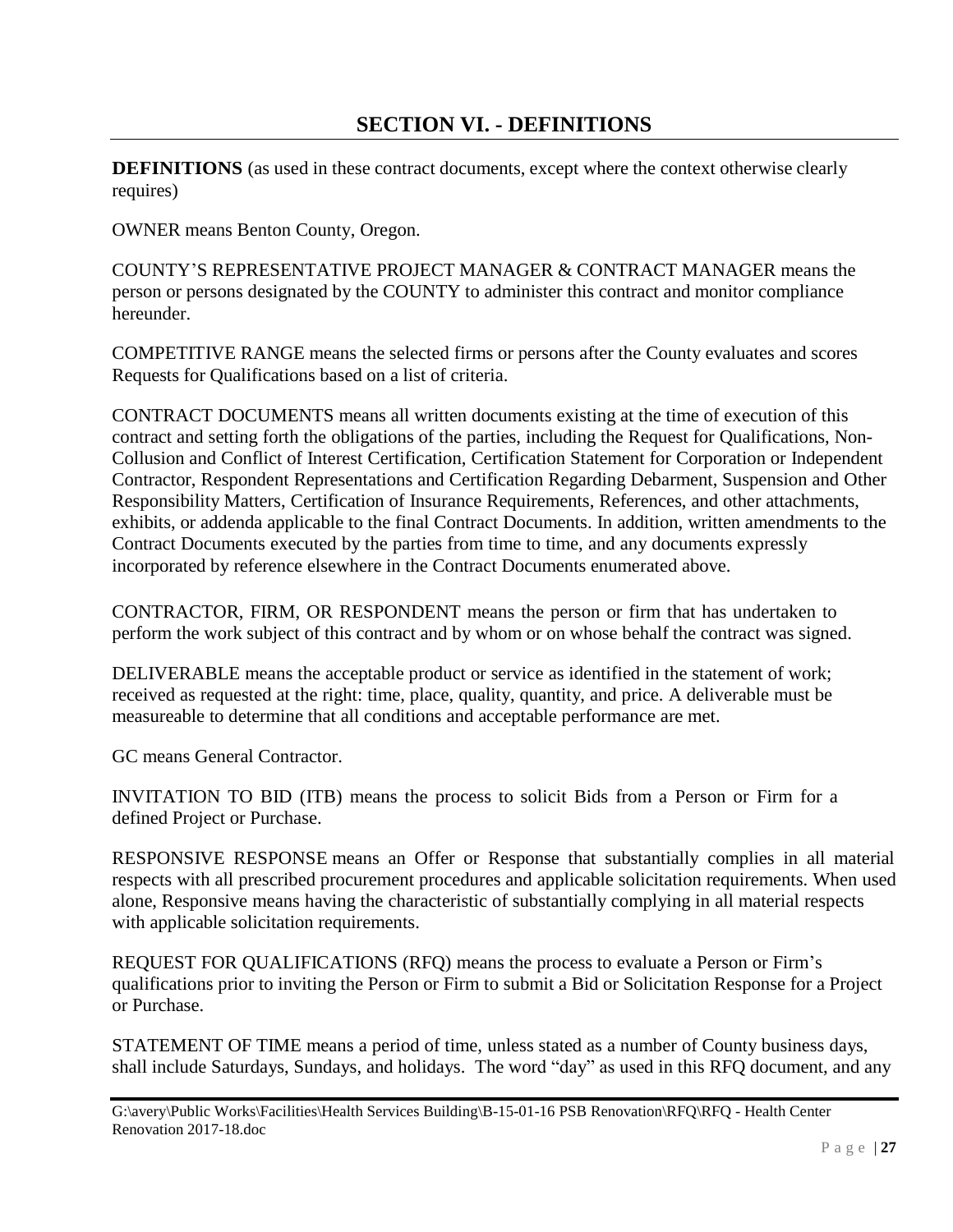## SECTION VI. - DEFINITIONS

**DEFINITIONS** (as used in these contract documents, except where the context otherwise clearly requires)

OWNER means Benton County, Oregon.

COUNTY'S REPRESENTATIVE PROJECT MANAGER & CONTRACT MANAGER means the person or persons designated by the COUNTY to administer this contract and monitor compliance hereunder.

COMPETITIVE RANGE means the selected firms or persons after the County evaluates and scores Requests for Qualifications based on a list of criteria.

CONTRACT DOCUMENTS means all written documents existing at the time of execution of this contract and setting forth the obligations of the parties, including the Request for Qualifications, Non-Collusion and Conflict of Interest Certification, Certification Statement for Corporation or Independent Contractor, Respondent Representations and Certification Regarding Debarment, Suspension and Other Responsibility Matters, Certification of Insurance Requirements, References, and other attachments, exhibits, or addenda applicable to the final Contract Documents. In addition, written amendments to the Contract Documents executed by the parties from time to time, and any documents expressly incorporated by reference elsewhere in the Contract Documents enumerated above.

CONTRACTOR, FIRM, OR RESPONDENT means the person or firm that has undertaken to perform the work subject of this contract and by whom or on whose behalf the contract was signed.

DELIVERABLE means the acceptable product or service as identified in the statement of work; received as requested at the right: time, place, quality, quantity, and price. A deliverable must be measureable to determine that all conditions and acceptable performance are met.

GC means General Contractor.

INVITATION TO BID (ITB) means the process to solicit Bids from a Person or Firm for a defined Project or Purchase.

RESPONSIVE RESPONSE means an Offer or Response that substantially complies in all material respects with all prescribed procurement procedures and applicable solicitation requirements. When used alone, Responsive means having the characteristic of substantially complying in all material respects with applicable solicitation requirements.

REQUEST FOR QUALIFICATIONS (RFQ) means the process to evaluate a Person or Firm's qualifications prior to inviting the Person or Firm to submit a Bid or Solicitation Response for a Project or Purchase.

STATEMENT OF TIME means a period of time, unless stated as a number of County business days, shall include Saturdays, Sundays, and holidays. The word "day" as used in this RFQ document, and any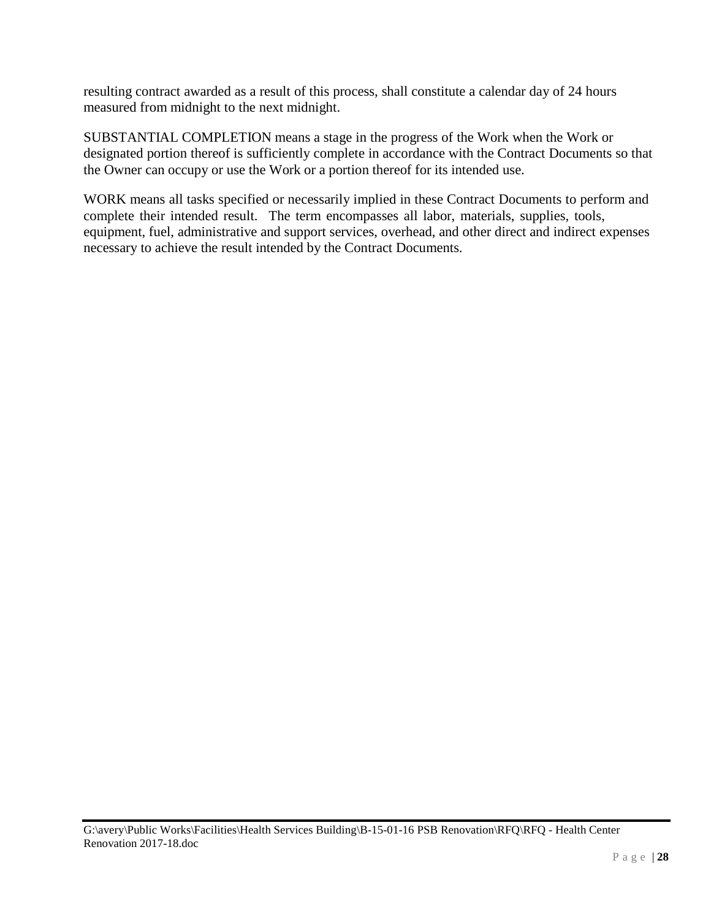resulting contract awarded as a result of this process, shall constitute a calendar day of 24 hours measured from midnight to the next midnight.

SUBSTANTIAL COMPLETION means a stage in the progress of the Work when the Work or designated portion thereof is sufficiently complete in accordance with the Contract Documents so that the Owner can occupy or use the Work or a portion thereof for its intended use.

WORK means all tasks specified or necessarily implied in these Contract Documents to perform and complete their intended result. The term encompasses all labor, materials, supplies, tools, equipment, fuel, administrative and support services, overhead, and other direct and indirect expenses necessary to achieve the result intended by the Contract Documents.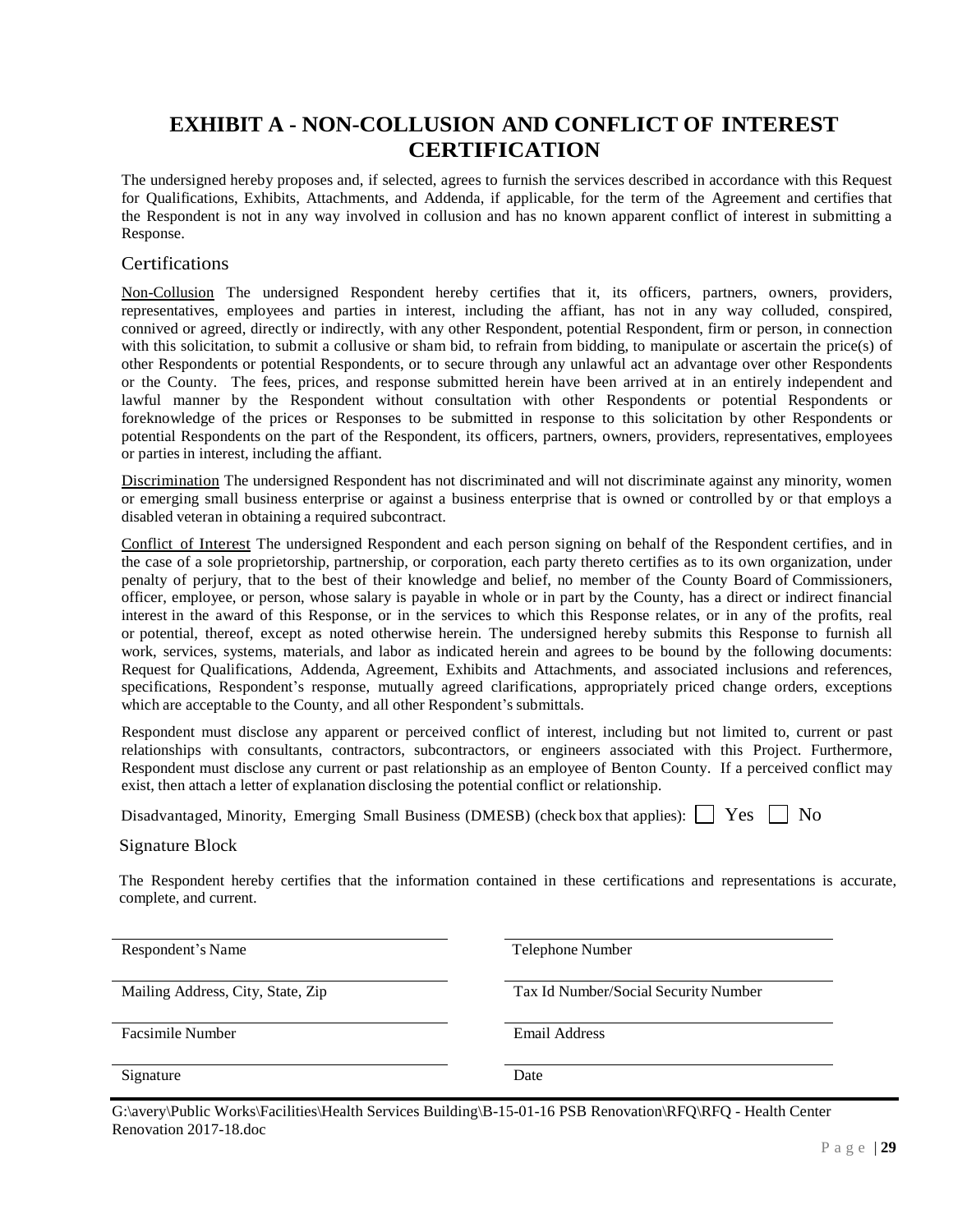# EXHIBIT A - NON-COLLUSION AND CONFLICT OF INTEREST CERTIFICATION

The undersigned hereby proposes and, if selected, agrees to furnish the services described in accordance with this Request for Qualifications, Exhibits, Attachments, and Addenda, if applicable, for the term of the Agreement and certifies that the Respondent is not in any way involved in collusion and has no known apparent conflict of interest in submitting a Response.

## Certifications

Non-Collusion The undersigned Respondent hereby certifies that it, its officers, partners, owners, providers, representatives, employees and parties in interest, including the affiant, has not in any way colluded, conspired, connived or agreed, directly or indirectly, with any other Respondent, potential Respondent, firm or person, in connection with this solicitation, to submit a collusive or sham bid, to refrain from bidding, to manipulate or ascertain the price(s) of other Respondents or potential Respondents, or to secure through any unlawful act an advantage over other Respondents or the County. The fees, prices, and response submitted herein have been arrived at in an entirely independent and lawful manner by the Respondent without consultation with other Respondents or potential Respondents or foreknowledge of the prices or Responses to be submitted in response to this solicitation by other Respondents or potential Respondents on the part of the Respondent, its officers, partners, owners, providers, representatives, employees or parties in interest, including the affiant.

Discrimination The undersigned Respondent has not discriminated and will not discriminate against any minority, women or emerging small business enterprise or against a business enterprise that is owned or controlled by or that employs a disabled veteran in obtaining a required subcontract.

Conflict of Interest The undersigned Respondent and each person signing on behalf of the Respondent certifies, and in the case of a sole proprietorship, partnership, or corporation, each party thereto certifies as to its own organization, under penalty of perjury, that to the best of their knowledge and belief, no member of the County Board of Commissioners, officer, employee, or person, whose salary is payable in whole or in part by the County, has a direct or indirect financial interest in the award of this Response, or in the services to which this Response relates, or in any of the profits, real or potential, thereof, except as noted otherwise herein. The undersigned hereby submits this Response to furnish all work, services, systems, materials, and labor as indicated herein and agrees to be bound by the following documents: Request for Qualifications, Addenda, Agreement, Exhibits and Attachments, and associated inclusions and references, specifications, Respondent's response, mutually agreed clarifications, appropriately priced change orders, exceptions which are acceptable to the County, and all other Respondent's submittals.

Respondent must disclose any apparent or perceived conflict of interest, including but not limited to, current or past relationships with consultants, contractors, subcontractors, or engineers associated with this Project. Furthermore, Respondent must disclose any current or past relationship as an employee of Benton County. If a perceived conflict may exist, then attach a letter of explanation disclosing the potential conflict or relationship.

Disadvantaged, Minority, Emerging Small Business (DMESB) (check box that applies): ☐ Yes ☐ No

## Signature Block

The Respondent hereby certifies that the information contained in these certifications and representations is accurate, complete, and current.

| | |
|---|---|
| Respondent's Name | Telephone Number |
| Mailing Address, City, State, Zip | Tax Id Number/Social Security Number |
| Facsimile Number | Email Address |
| Signature | Date |

G:\avery\Public Works\Facilities\Health Services Building\B-15-01-16 PSB Renovation\RFQ\RFQ - Health Center Renovation 2017-18.doc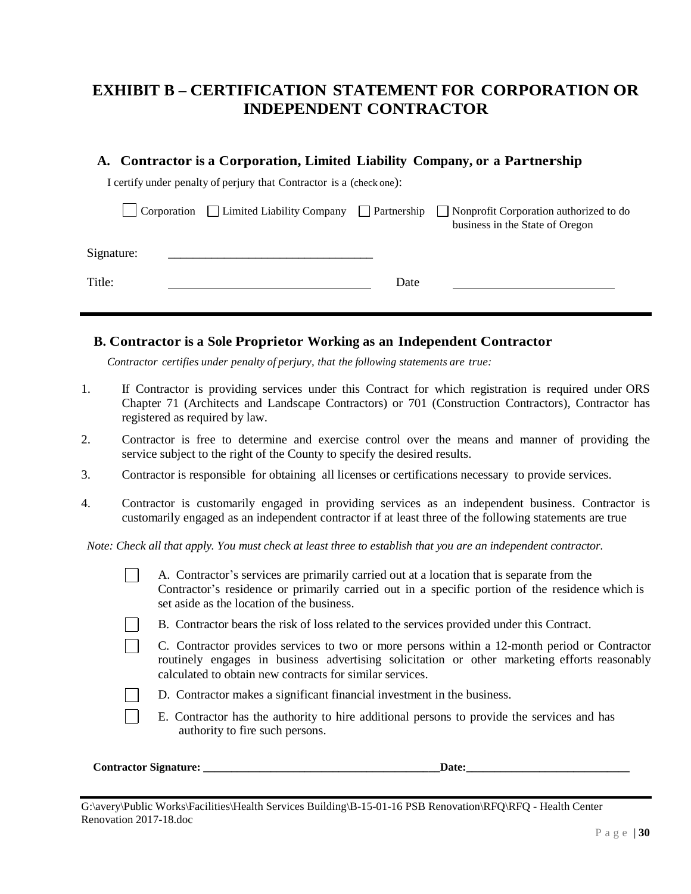# EXHIBIT B – CERTIFICATION STATEMENT FOR CORPORATION OR INDEPENDENT CONTRACTOR

## A. Contractor is a Corporation, Limited Liability Company, or a Partnership

I certify under penalty of perjury that Contractor is a (check one):

☐ Corporation ☐ Limited Liability Company ☐ Partnership ☐ Nonprofit Corporation authorized to do business in the State of Oregon

Signature: ________________________________

Title: ________________________________ Date ________________________

---

## B. Contractor is a Sole Proprietor Working as an Independent Contractor

*Contractor certifies under penalty of perjury, that the following statements are true:*

1. If Contractor is providing services under this Contract for which registration is required under ORS Chapter 71 (Architects and Landscape Contractors) or 701 (Construction Contractors), Contractor has registered as required by law.
2. Contractor is free to determine and exercise control over the means and manner of providing the service subject to the right of the County to specify the desired results.
3. Contractor is responsible for obtaining all licenses or certifications necessary to provide services.
4. Contractor is customarily engaged in providing services as an independent business. Contractor is customarily engaged as an independent contractor if at least three of the following statements are true

*Note: Check all that apply. You must check at least three to establish that you are an independent contractor.*

☐ A. Contractor's services are primarily carried out at a location that is separate from the Contractor's residence or primarily carried out in a specific portion of the residence which is set aside as the location of the business.

☐ B. Contractor bears the risk of loss related to the services provided under this Contract.

☐ C. Contractor provides services to two or more persons within a 12-month period or Contractor routinely engages in business advertising solicitation or other marketing efforts reasonably calculated to obtain new contracts for similar services.

☐ D. Contractor makes a significant financial investment in the business.

☐ E. Contractor has the authority to hire additional persons to provide the services and has authority to fire such persons.

**Contractor Signature: __________________________________________Date:_____________________________**

---

G:\avery\Public Works\Facilities\Health Services Building\B-15-01-16 PSB Renovation\RFQ\RFQ - Health Center Renovation 2017-18.doc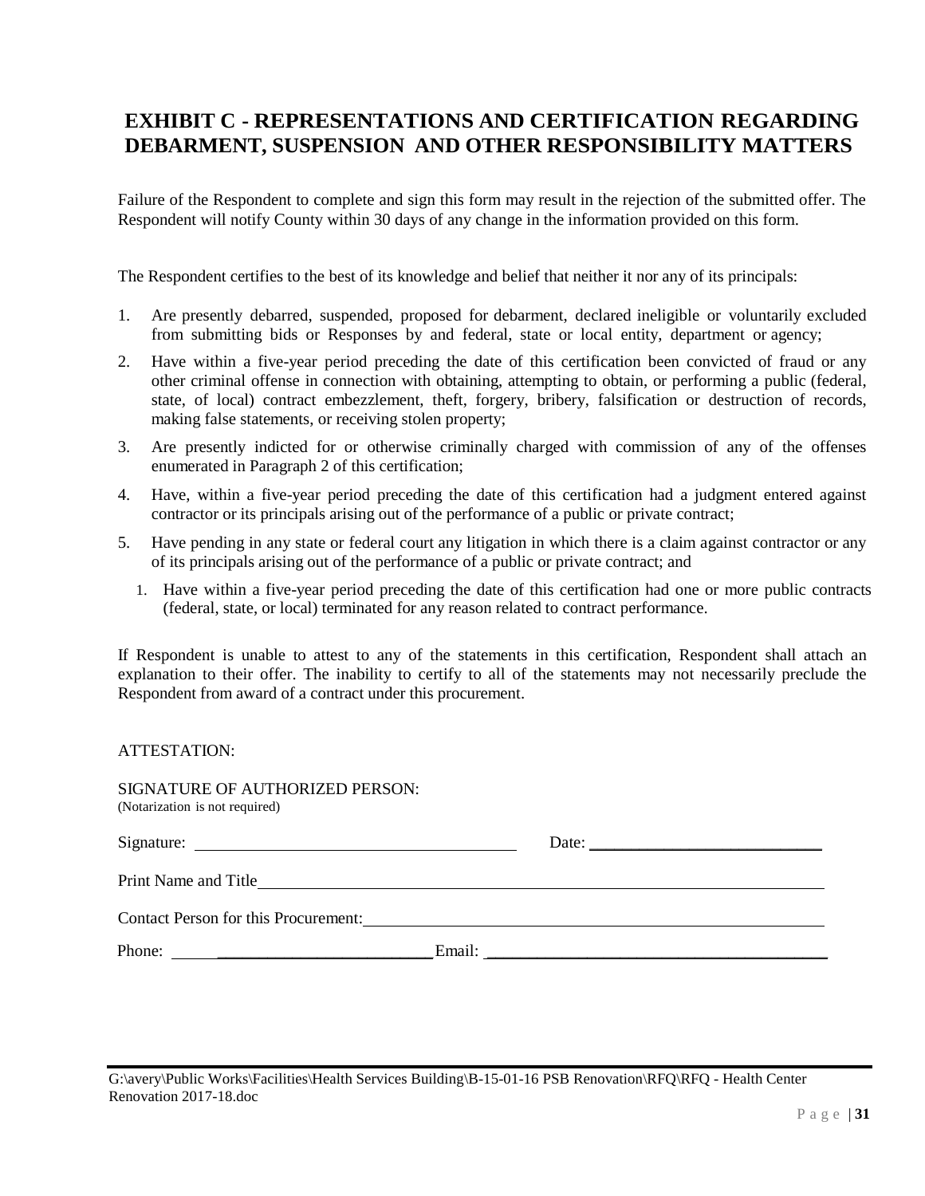# EXHIBIT C - REPRESENTATIONS AND CERTIFICATION REGARDING DEBARMENT, SUSPENSION AND OTHER RESPONSIBILITY MATTERS

Failure of the Respondent to complete and sign this form may result in the rejection of the submitted offer. The Respondent will notify County within 30 days of any change in the information provided on this form.

The Respondent certifies to the best of its knowledge and belief that neither it nor any of its principals:

1. Are presently debarred, suspended, proposed for debarment, declared ineligible or voluntarily excluded from submitting bids or Responses by and federal, state or local entity, department or agency;
2. Have within a five-year period preceding the date of this certification been convicted of fraud or any other criminal offense in connection with obtaining, attempting to obtain, or performing a public (federal, state, of local) contract embezzlement, theft, forgery, bribery, falsification or destruction of records, making false statements, or receiving stolen property;
3. Are presently indicted for or otherwise criminally charged with commission of any of the offenses enumerated in Paragraph 2 of this certification;
4. Have, within a five-year period preceding the date of this certification had a judgment entered against contractor or its principals arising out of the performance of a public or private contract;
5. Have pending in any state or federal court any litigation in which there is a claim against contractor or any of its principals arising out of the performance of a public or private contract; and
   1. Have within a five-year period preceding the date of this certification had one or more public contracts (federal, state, or local) terminated for any reason related to contract performance.

If Respondent is unable to attest to any of the statements in this certification, Respondent shall attach an explanation to their offer. The inability to certify to all of the statements may not necessarily preclude the Respondent from award of a contract under this procurement.

ATTESTATION:

SIGNATURE OF AUTHORIZED PERSON:
(Notarization is not required)

Signature: ______________________________ Date: ______________________________

Print Name and Title ______________________________

Contact Person for this Procurement: ______________________________

Phone: ______________________________ Email: ______________________________

G:\avery\Public Works\Facilities\Health Services Building\B-15-01-16 PSB Renovation\RFQ\RFQ - Health Center Renovation 2017-18.doc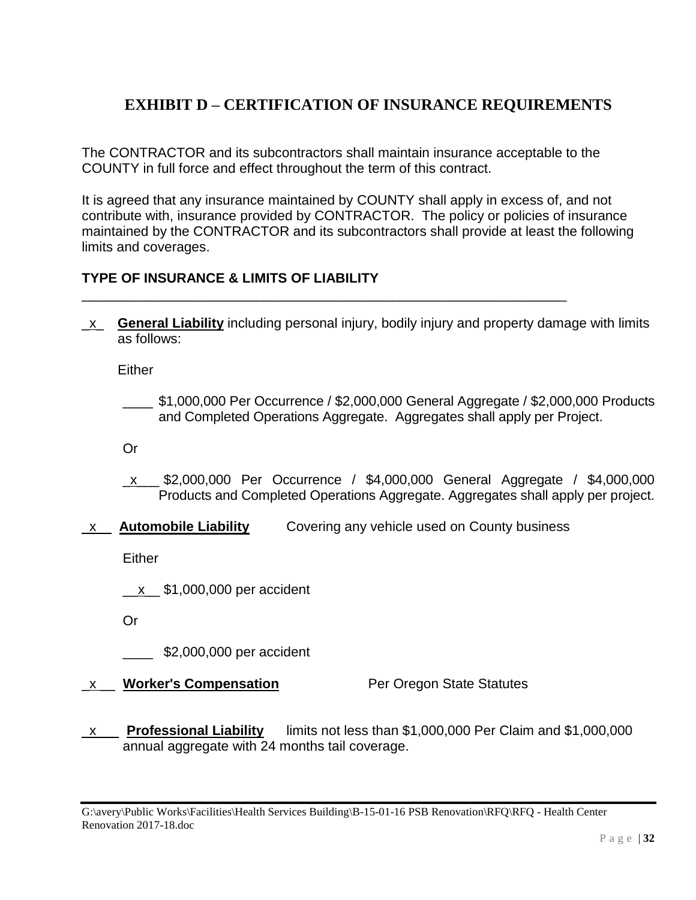## EXHIBIT D – CERTIFICATION OF INSURANCE REQUIREMENTS

The CONTRACTOR and its subcontractors shall maintain insurance acceptable to the COUNTY in full force and effect throughout the term of this contract.

It is agreed that any insurance maintained by COUNTY shall apply in excess of, and not contribute with, insurance provided by CONTRACTOR. The policy or policies of insurance maintained by the CONTRACTOR and its subcontractors shall provide at least the following limits and coverages.

**TYPE OF INSURANCE & LIMITS OF LIABILITY**

_x_ **General Liability** including personal injury, bodily injury and property damage with limits as follows:

Either

____ $1,000,000 Per Occurrence / $2,000,000 General Aggregate / $2,000,000 Products and Completed Operations Aggregate. Aggregates shall apply per Project.

Or

_x___ $2,000,000 Per Occurrence / $4,000,000 General Aggregate / $4,000,000 Products and Completed Operations Aggregate. Aggregates shall apply per project.

_x__ **Automobile Liability** Covering any vehicle used on County business

Either

__x__ $1,000,000 per accident

Or

____ $2,000,000 per accident

_x__ **Worker's Compensation** Per Oregon State Statutes

_x___ **Professional Liability** limits not less than $1,000,000 Per Claim and $1,000,000 annual aggregate with 24 months tail coverage.

G:\avery\Public Works\Facilities\Health Services Building\B-15-01-16 PSB Renovation\RFQ\RFQ - Health Center Renovation 2017-18.doc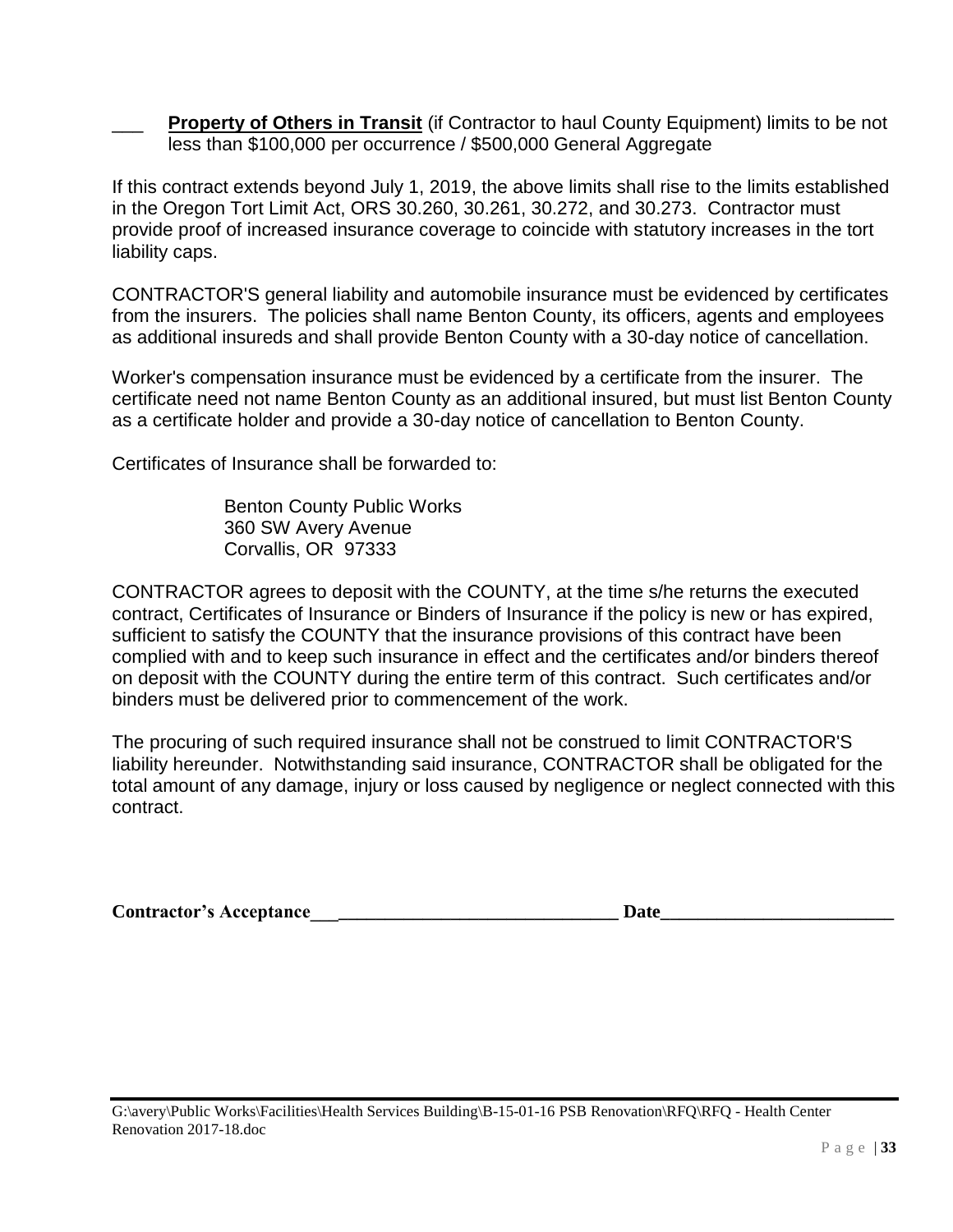___ **Property of Others in Transit** (if Contractor to haul County Equipment) limits to be not less than $100,000 per occurrence / $500,000 General Aggregate

If this contract extends beyond July 1, 2019, the above limits shall rise to the limits established in the Oregon Tort Limit Act, ORS 30.260, 30.261, 30.272, and 30.273. Contractor must provide proof of increased insurance coverage to coincide with statutory increases in the tort liability caps.

CONTRACTOR'S general liability and automobile insurance must be evidenced by certificates from the insurers. The policies shall name Benton County, its officers, agents and employees as additional insureds and shall provide Benton County with a 30-day notice of cancellation.

Worker's compensation insurance must be evidenced by a certificate from the insurer. The certificate need not name Benton County as an additional insured, but must list Benton County as a certificate holder and provide a 30-day notice of cancellation to Benton County.

Certificates of Insurance shall be forwarded to:

Benton County Public Works
360 SW Avery Avenue
Corvallis, OR 97333

CONTRACTOR agrees to deposit with the COUNTY, at the time s/he returns the executed contract, Certificates of Insurance or Binders of Insurance if the policy is new or has expired, sufficient to satisfy the COUNTY that the insurance provisions of this contract have been complied with and to keep such insurance in effect and the certificates and/or binders thereof on deposit with the COUNTY during the entire term of this contract. Such certificates and/or binders must be delivered prior to commencement of the work.

The procuring of such required insurance shall not be construed to limit CONTRACTOR'S liability hereunder. Notwithstanding said insurance, CONTRACTOR shall be obligated for the total amount of any damage, injury or loss caused by negligence or neglect connected with this contract.

**Contractor's Acceptance**_________________________________ **Date**_________________________

G:\avery\Public Works\Facilities\Health Services Building\B-15-01-16 PSB Renovation\RFQ\RFQ - Health Center Renovation 2017-18.doc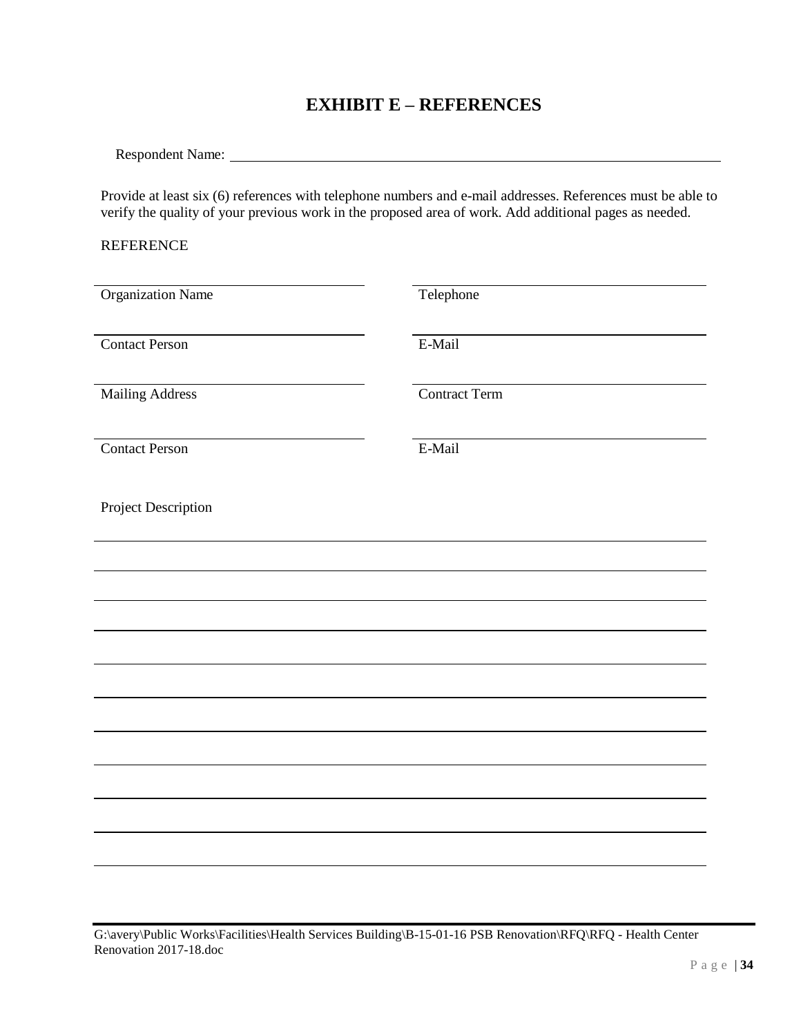# EXHIBIT E – REFERENCES

Respondent Name: ______________________________________________

Provide at least six (6) references with telephone numbers and e-mail addresses. References must be able to verify the quality of your previous work in the proposed area of work. Add additional pages as needed.

REFERENCE

| | |
|---|---|
| Organization Name | Telephone |
| Contact Person | E-Mail |
| Mailing Address | Contract Term |
| Contact Person | E-Mail |

Project Description

______________________________________________

______________________________________________

______________________________________________

______________________________________________

______________________________________________

______________________________________________

______________________________________________

______________________________________________

______________________________________________

______________________________________________

______________________________________________

G:\avery\Public Works\Facilities\Health Services Building\B-15-01-16 PSB Renovation\RFQ\RFQ - Health Center Renovation 2017-18.doc